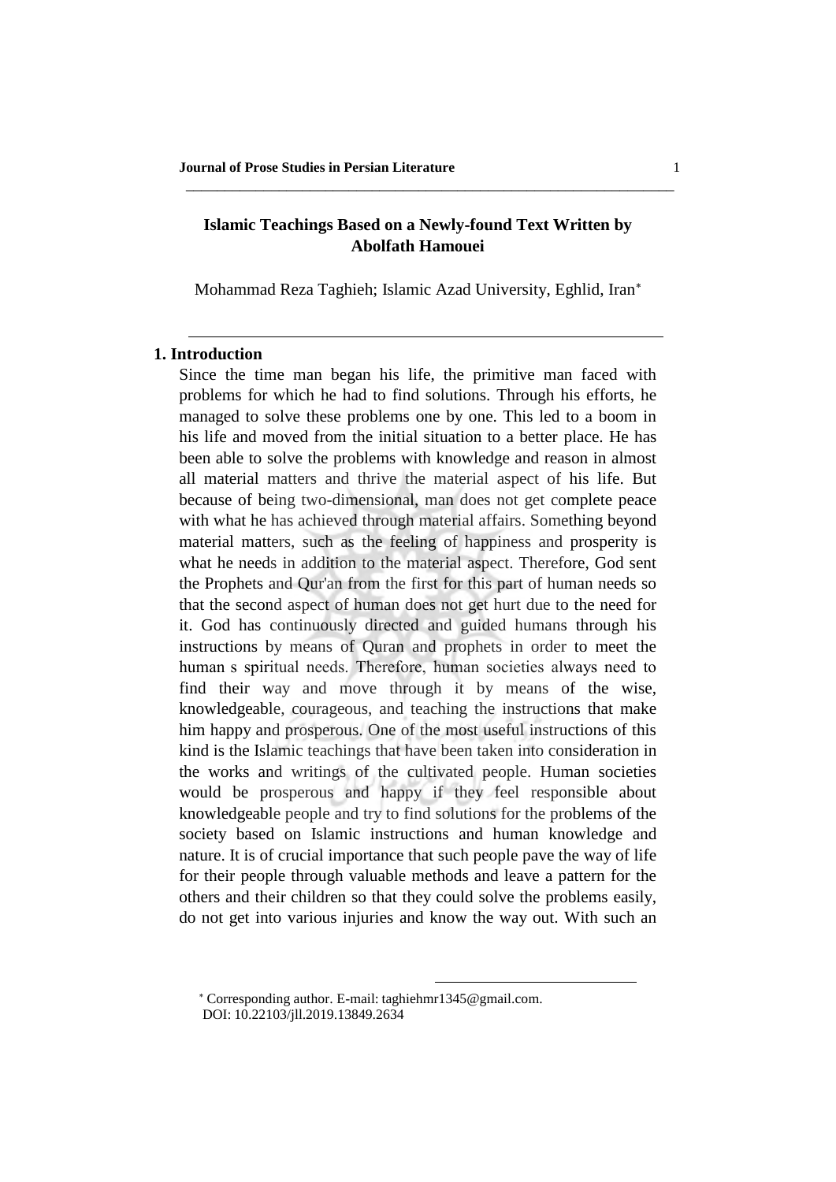# Islamic Teachings Based on a Newly-found Text Written by Abolfath Hamouei

Mohammad Reza Taghieh; Islamic Azad University, Eghlid, Iran[*]

---

## 1. Introduction

Since the time man began his life, the primitive man faced with problems for which he had to find solutions. Through his efforts, he managed to solve these problems one by one. This led to a boom in his life and moved from the initial situation to a better place. He has been able to solve the problems with knowledge and reason in almost all material matters and thrive the material aspect of his life. But because of being two-dimensional, man does not get complete peace with what he has achieved through material affairs. Something beyond material matters, such as the feeling of happiness and prosperity is what he needs in addition to the material aspect. Therefore, God sent the Prophets and Qur'an from the first for this part of human needs so that the second aspect of human does not get hurt due to the need for it. God has continuously directed and guided humans through his instructions by means of Quran and prophets in order to meet the human s spiritual needs. Therefore, human societies always need to find their way and move through it by means of the wise, knowledgeable, courageous, and teaching the instructions that make him happy and prosperous. One of the most useful instructions of this kind is the Islamic teachings that have been taken into consideration in the works and writings of the cultivated people. Human societies would be prosperous and happy if they feel responsible about knowledgeable people and try to find solutions for the problems of the society based on Islamic instructions and human knowledge and nature. It is of crucial importance that such people pave the way of life for their people through valuable methods and leave a pattern for the others and their children so that they could solve the problems easily, do not get into various injuries and know the way out. With such an

---

[*] Corresponding author. E-mail: taghiehmr1345@gmail.com.
DOI: 10.22103/jll.2019.13849.2634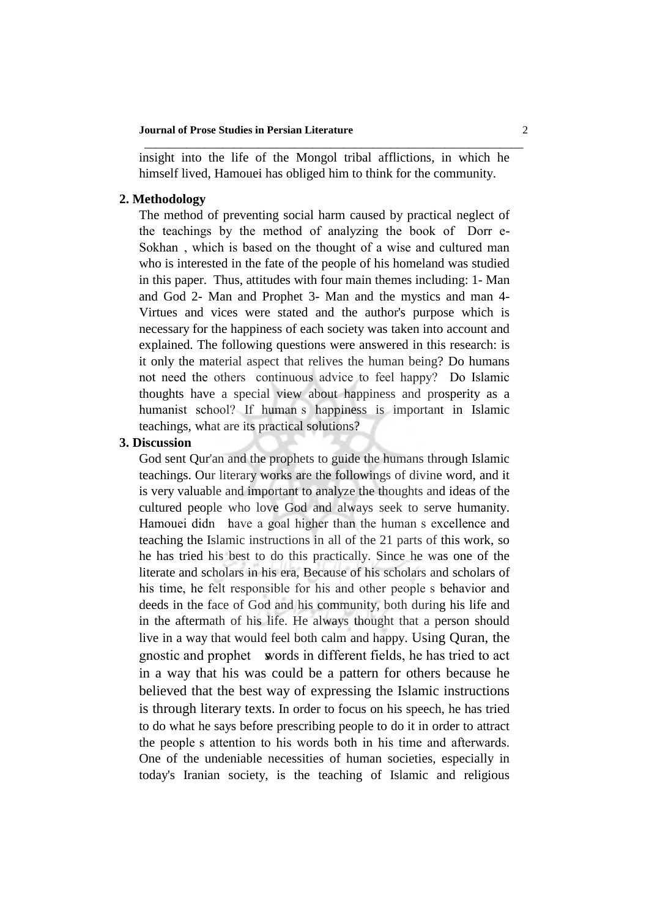insight into the life of the Mongol tribal afflictions, in which he himself lived, Hamouei has obliged him to think for the community.

## 2. Methodology

The method of preventing social harm caused by practical neglect of the teachings by the method of analyzing the book of Dorr e-Sokhan , which is based on the thought of a wise and cultured man who is interested in the fate of the people of his homeland was studied in this paper. Thus, attitudes with four main themes including: 1- Man and God 2- Man and Prophet 3- Man and the mystics and man 4- Virtues and vices were stated and the author's purpose which is necessary for the happiness of each society was taken into account and explained. The following questions were answered in this research: is it only the material aspect that relives the human being? Do humans not need the others continuous advice to feel happy? Do Islamic thoughts have a special view about happiness and prosperity as a humanist school? If human s happiness is important in Islamic teachings, what are its practical solutions?

## 3. Discussion

God sent Qur'an and the prophets to guide the humans through Islamic teachings. Our literary works are the followings of divine word, and it is very valuable and important to analyze the thoughts and ideas of the cultured people who love God and always seek to serve humanity. Hamouei didn t have a goal higher than the human s excellence and teaching the Islamic instructions in all of the 21 parts of this work, so he has tried his best to do this practically. Since he was one of the literate and scholars in his era, Because of his scholars and scholars of his time, he felt responsible for his and other people s behavior and deeds in the face of God and his community, both during his life and in the aftermath of his life. He always thought that a person should live in a way that would feel both calm and happy. Using Quran, the gnostic and prophet s words in different fields, he has tried to act in a way that his was could be a pattern for others because he believed that the best way of expressing the Islamic instructions is through literary texts. In order to focus on his speech, he has tried to do what he says before prescribing people to do it in order to attract the people s attention to his words both in his time and afterwards. One of the undeniable necessities of human societies, especially in today's Iranian society, is the teaching of Islamic and religious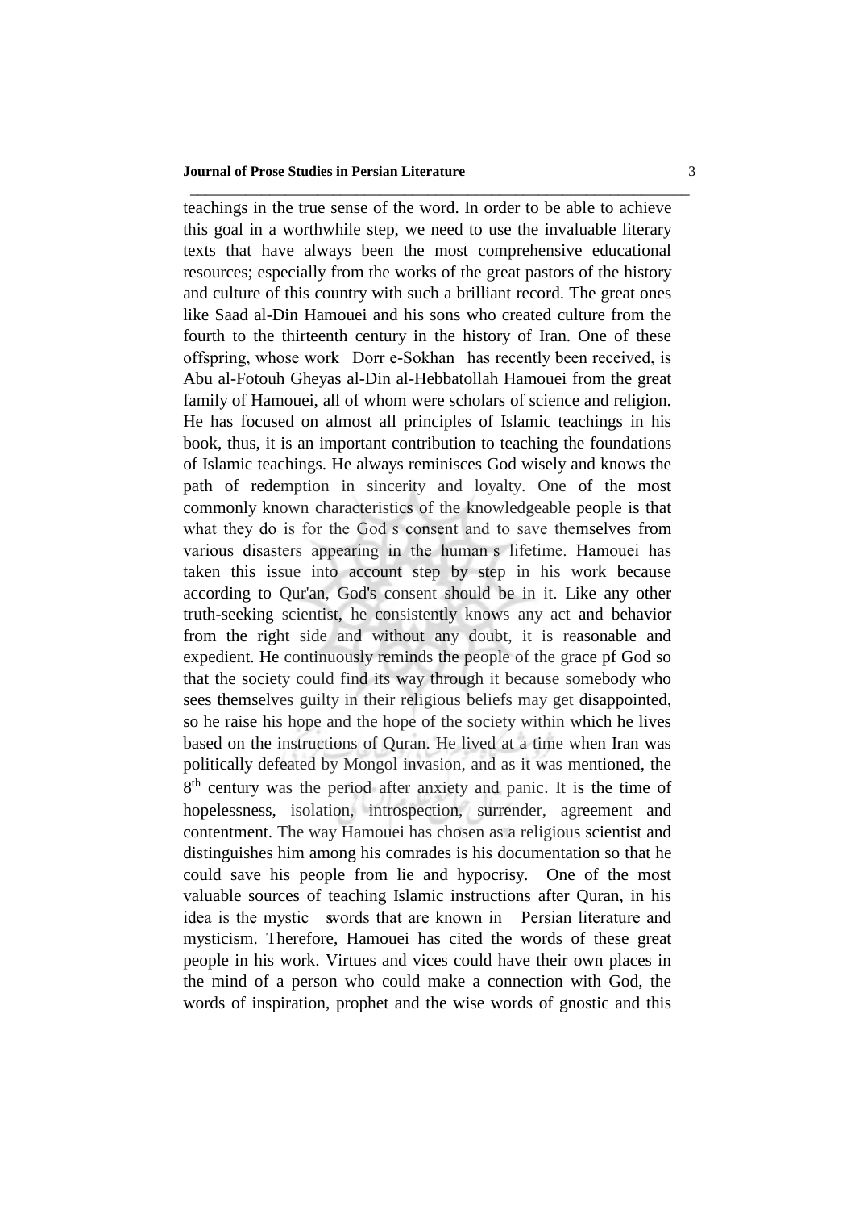teachings in the true sense of the word. In order to be able to achieve this goal in a worthwhile step, we need to use the invaluable literary texts that have always been the most comprehensive educational resources; especially from the works of the great pastors of the history and culture of this country with such a brilliant record. The great ones like Saad al-Din Hamouei and his sons who created culture from the fourth to the thirteenth century in the history of Iran. One of these offspring, whose work Dorr e-Sokhan has recently been received, is Abu al-Fotouh Gheyas al-Din al-Hebbatollah Hamouei from the great family of Hamouei, all of whom were scholars of science and religion. He has focused on almost all principles of Islamic teachings in his book, thus, it is an important contribution to teaching the foundations of Islamic teachings. He always reminisces God wisely and knows the path of redemption in sincerity and loyalty. One of the most commonly known characteristics of the knowledgeable people is that what they do is for the God s consent and to save themselves from various disasters appearing in the human s lifetime. Hamouei has taken this issue into account step by step in his work because according to Qur'an, God's consent should be in it. Like any other truth-seeking scientist, he consistently knows any act and behavior from the right side and without any doubt, it is reasonable and expedient. He continuously reminds the people of the grace pf God so that the society could find its way through it because somebody who sees themselves guilty in their religious beliefs may get disappointed, so he raise his hope and the hope of the society within which he lives based on the instructions of Quran. He lived at a time when Iran was politically defeated by Mongol invasion, and as it was mentioned, the 8th century was the period after anxiety and panic. It is the time of hopelessness, isolation, introspection, surrender, agreement and contentment. The way Hamouei has chosen as a religious scientist and distinguishes him among his comrades is his documentation so that he could save his people from lie and hypocrisy. One of the most valuable sources of teaching Islamic instructions after Quran, in his idea is the mystic s words that are known in Persian literature and mysticism. Therefore, Hamouei has cited the words of these great people in his work. Virtues and vices could have their own places in the mind of a person who could make a connection with God, the words of inspiration, prophet and the wise words of gnostic and this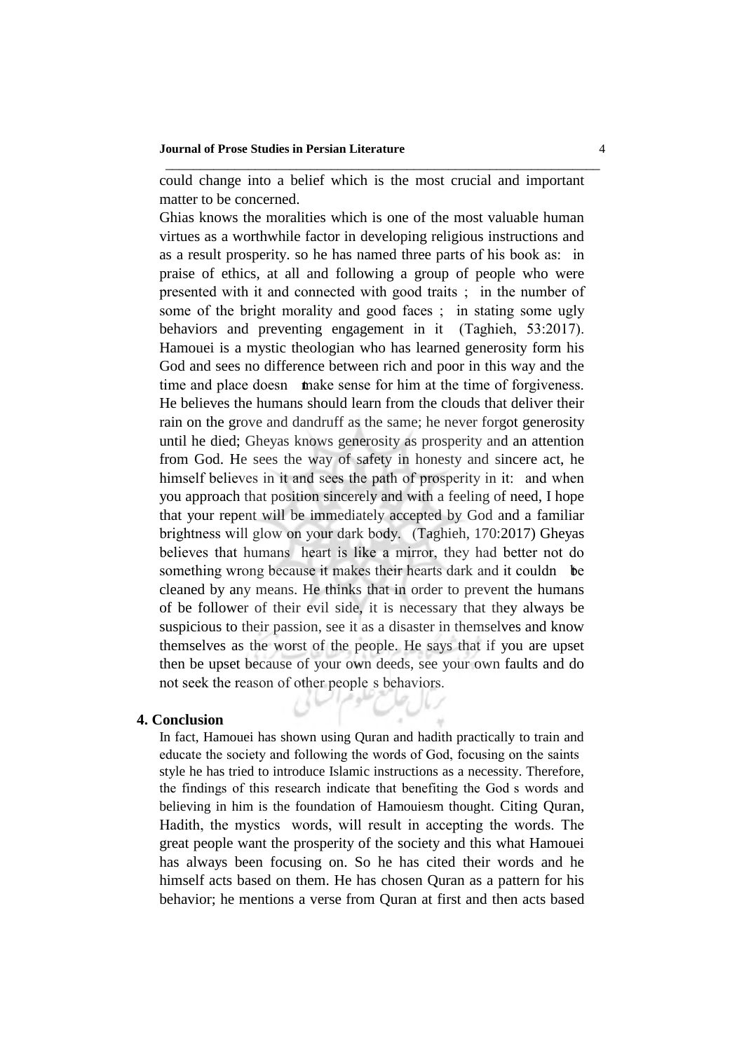could change into a belief which is the most crucial and important matter to be concerned.

Ghias knows the moralities which is one of the most valuable human virtues as a worthwhile factor in developing religious instructions and as a result prosperity. so he has named three parts of his book as: in praise of ethics, at all and following a group of people who were presented with it and connected with good traits ; in the number of some of the bright morality and good faces ; in stating some ugly behaviors and preventing engagement in it (Taghieh, 53:2017). Hamouei is a mystic theologian who has learned generosity form his God and sees no difference between rich and poor in this way and the time and place doesn t make sense for him at the time of forgiveness. He believes the humans should learn from the clouds that deliver their rain on the grove and dandruff as the same; he never forgot generosity until he died; Gheyas knows generosity as prosperity and an attention from God. He sees the way of safety in honesty and sincere act, he himself believes in it and sees the path of prosperity in it: and when you approach that position sincerely and with a feeling of need, I hope that your repent will be immediately accepted by God and a familiar brightness will glow on your dark body. (Taghieh, 170:2017) Gheyas believes that humans heart is like a mirror, they had better not do something wrong because it makes their hearts dark and it couldn t be cleaned by any means. He thinks that in order to prevent the humans of be follower of their evil side, it is necessary that they always be suspicious to their passion, see it as a disaster in themselves and know themselves as the worst of the people. He says that if you are upset then be upset because of your own deeds, see your own faults and do not seek the reason of other people s behaviors.

## 4. Conclusion

In fact, Hamouei has shown using Quran and hadith practically to train and educate the society and following the words of God, focusing on the saints style he has tried to introduce Islamic instructions as a necessity. Therefore, the findings of this research indicate that benefiting the God s words and believing in him is the foundation of Hamouiesm thought. Citing Quran, Hadith, the mystics words, will result in accepting the words. The great people want the prosperity of the society and this what Hamouei has always been focusing on. So he has cited their words and he himself acts based on them. He has chosen Quran as a pattern for his behavior; he mentions a verse from Quran at first and then acts based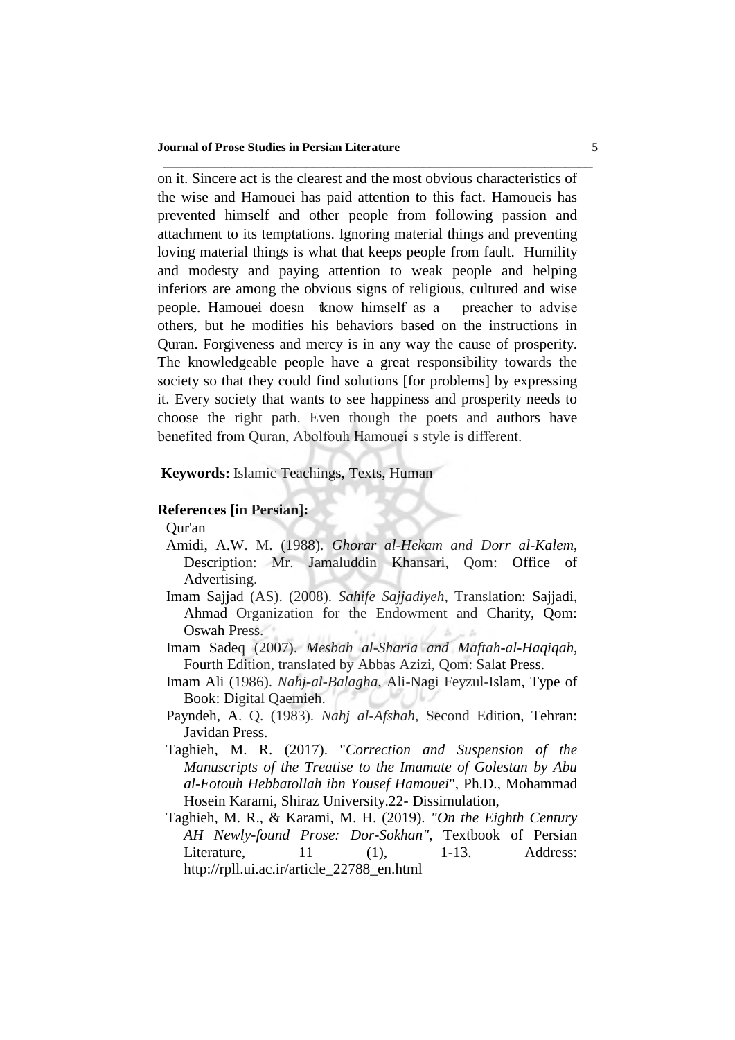on it. Sincere act is the clearest and the most obvious characteristics of the wise and Hamouei has paid attention to this fact. Hamoueis has prevented himself and other people from following passion and attachment to its temptations. Ignoring material things and preventing loving material things is what that keeps people from fault. Humility and modesty and paying attention to weak people and helping inferiors are among the obvious signs of religious, cultured and wise people. Hamouei doesn t know himself as a preacher to advise others, but he modifies his behaviors based on the instructions in Quran. Forgiveness and mercy is in any way the cause of prosperity. The knowledgeable people have a great responsibility towards the society so that they could find solutions [for problems] by expressing it. Every society that wants to see happiness and prosperity needs to choose the right path. Even though the poets and authors have benefited from Quran, Abolfouh Hamouei s style is different.

**Keywords:** Islamic Teachings, Texts, Human

**References [in Persian]:**

Qur'an

Amidi, A.W. M. (1988). *Ghorar al-Hekam and Dorr al-Kalem*, Description: Mr. Jamaluddin Khansari, Qom: Office of Advertising.

Imam Sajjad (AS). (2008). *Sahife Sajjadiyeh*, Translation: Sajjadi, Ahmad Organization for the Endowment and Charity, Qom: Oswah Press.

Imam Sadeq (2007). *Mesbah al-Sharia and Maftah-al-Haqiqah*, Fourth Edition, translated by Abbas Azizi, Qom: Salat Press.

Imam Ali (1986). *Nahj-al-Balagha*, Ali-Nagi Feyzul-Islam, Type of Book: Digital Qaemieh.

Payndeh, A. Q. (1983). *Nahj al-Afshah*, Second Edition, Tehran: Javidan Press.

Taghieh, M. R. (2017). "*Correction and Suspension of the Manuscripts of the Treatise to the Imamate of Golestan by Abu al-Fotouh Hebbatollah ibn Yousef Hamouei*", Ph.D., Mohammad Hosein Karami, Shiraz University.22- Dissimulation,

Taghieh, M. R., & Karami, M. H. (2019). *"On the Eighth Century AH Newly-found Prose: Dor-Sokhan"*, Textbook of Persian Literature, 11 (1), 1-13. Address: http://rpll.ui.ac.ir/article_22788_en.html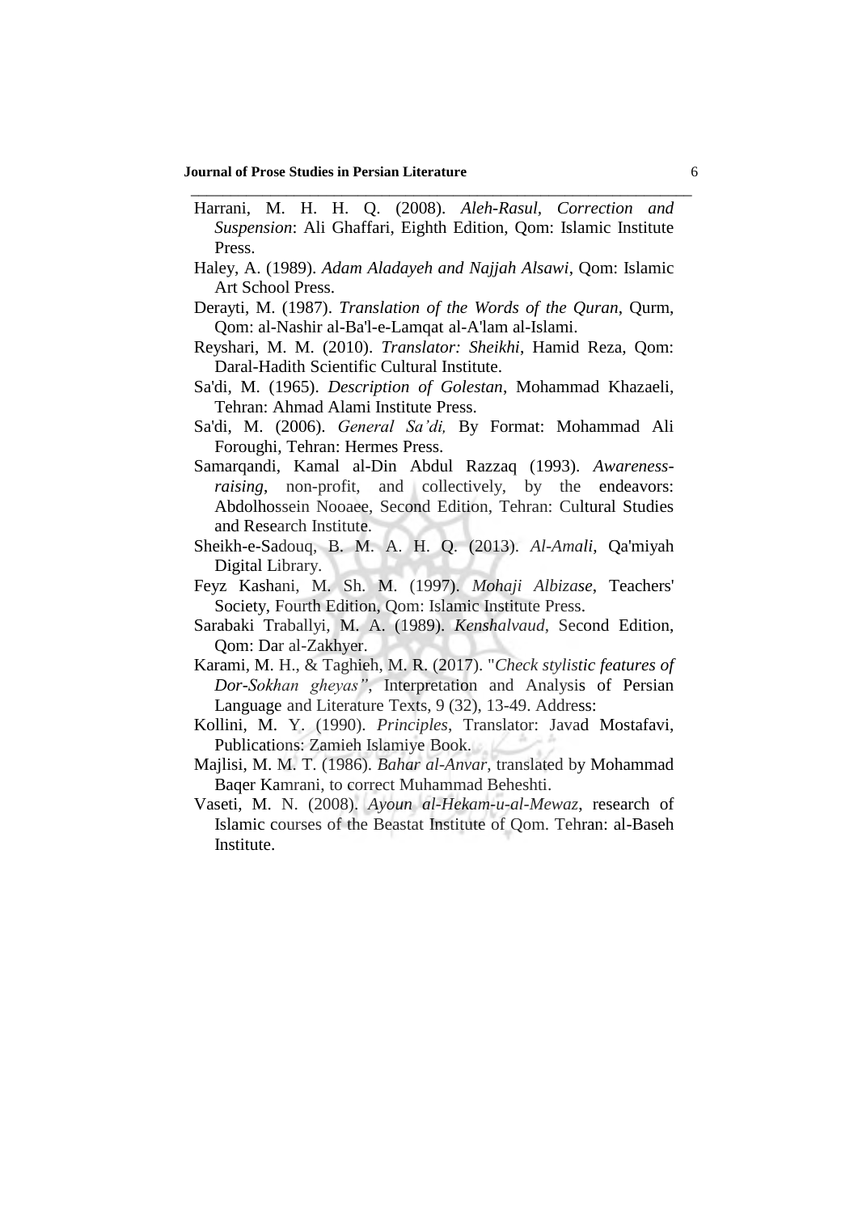Harrani, M. H. H. Q. (2008). *Aleh-Rasul, Correction and Suspension*: Ali Ghaffari, Eighth Edition, Qom: Islamic Institute Press.

Haley, A. (1989). *Adam Aladayeh and Najjah Alsawi*, Qom: Islamic Art School Press.

Derayti, M. (1987). *Translation of the Words of the Quran*, Qurm, Qom: al-Nashir al-Ba'l-e-Lamqat al-A'lam al-Islami.

Reyshari, M. M. (2010). *Translator: Sheikhi*, Hamid Reza, Qom: Daral-Hadith Scientific Cultural Institute.

Sa'di, M. (1965). *Description of Golestan*, Mohammad Khazaeli, Tehran: Ahmad Alami Institute Press.

Sa'di, M. (2006). *General Sa'di,* By Format: Mohammad Ali Foroughi, Tehran: Hermes Press.

Samarqandi, Kamal al-Din Abdul Razzaq (1993). *Awareness-raising*, non-profit, and collectively, by the endeavors: Abdolhossein Nooaee, Second Edition, Tehran: Cultural Studies and Research Institute.

Sheikh-e-Sadouq, B. M. A. H. Q. (2013). *Al-Amali*, Qa'miyah Digital Library.

Feyz Kashani, M. Sh. M. (1997). *Mohaji Albizase*, Teachers' Society, Fourth Edition, Qom: Islamic Institute Press.

Sarabaki Traballyi, M. A. (1989). *Kenshalvaud*, Second Edition, Qom: Dar al-Zakhyer.

Karami, M. H., & Taghieh, M. R. (2017). "*Check stylistic features of Dor-Sokhan gheyas"*, Interpretation and Analysis of Persian Language and Literature Texts, 9 (32), 13-49. Address:

Kollini, M. Y. (1990). *Principles*, Translator: Javad Mostafavi, Publications: Zamieh Islamiye Book.

Majlisi, M. M. T. (1986). *Bahar al-Anvar*, translated by Mohammad Baqer Kamrani, to correct Muhammad Beheshti.

Vaseti, M. N. (2008). *Ayoun al-Hekam-u-al-Mewaz*, research of Islamic courses of the Beastat Institute of Qom. Tehran: al-Baseh Institute.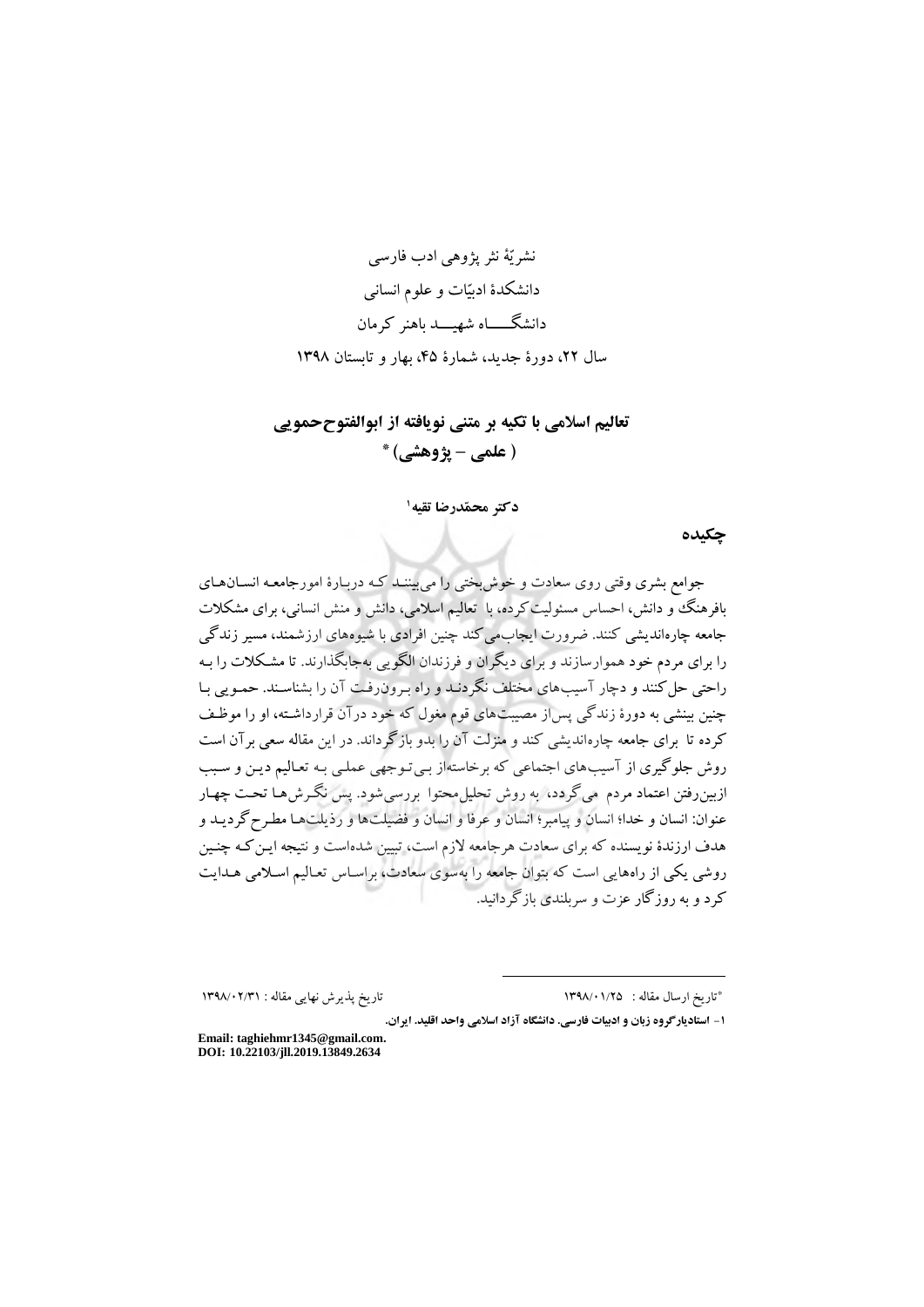نشریّهٔ نثر پژوهی ادب فارسی

دانشکدهٔ ادبیّات و علوم انسانی

دانشگـــــاه شهیـــد باهنر کرمان

سال ۲۲، دورهٔ جدید، شمارهٔ ۴۵، بهار و تابستان ۱۳۹۸

# تعالیم اسلامی با تکیه بر متنی نویافته از ابوالفتوح‌حمویی

## ( علمی – پژوهشی) *

**دکتر محمّدرضا تقیه**[1]

## چکیده

جوامع بشری وقتی روی سعادت و خوش‌بختی را می‌بینند که دربارهٔ امورجامعه انسان‌های بافرهنگ و دانش، احساس مسئولیت‌کرده، با تعالیم اسلامی، دانش و منش انسانی، برای مشکلات جامعه چاره‌اندیشی کنند. ضرورت ایجاب‌می‌کند چنین افرادی با شیوه‌های ارزشمند، مسیر زندگی را برای مردم خود هموارسازند و برای دیگران و فرزندان الگویی به‌جاگذارند. تا مشکلات را به راحتی حل‌کنند و دچار آسیب‌های مختلف نگردند و راه برون‌رفت آن را بشناسند. حمویی با چنین بینشی به دورهٔ زندگی پس‌از مصیبت‌های قوم مغول که خود درآن قرارداشته، او را موظف کرده تا برای جامعه چاره‌اندیشی کند و منزلت آن را بدو بازگرداند. در این مقاله سعی برآن است روش جلوگیری از آسیب‌های اجتماعی که برخاسته‌از بی‌توجهی عملی به تعالیم دین و سبب ازبین‌رفتن اعتماد مردم می‌گردد، به روش تحلیل‌محتوا بررسی‌شود. پس نگرش‌ها تحت چهار عنوان: انسان و خدا؛ انسان و پیامبر؛ انسان و عرفا و انسان و فضیلت‌ها و رذیلت‌ها مطرح گردید و هدف ارزندهٔ نویسنده که برای سعادت هرجامعه لازم است، تبیین شده‌است و نتیجه این‌که چنین روشی یکی از راه‌هایی است که بتوان جامعه را به‌سوی سعادت، براساس تعالیم اسلامی هدایت کرد و به روزگار عزت و سربلندی بازگردانید.

---

*تاریخ ارسال مقاله : ۱۳۹۸/۰۱/۲۵ تاریخ پذیرش نهایی مقاله : ۱۳۹۸/۰۲/۳۱

[1] - **استادیارگروه زبان و ادبیات فارسی. دانشگاه آزاد اسلامی واحد اقلید. ایران.**

**Email: taghiehmr1345@gmail.com.**
**DOI: 10.22103/jll.2019.13849.2634**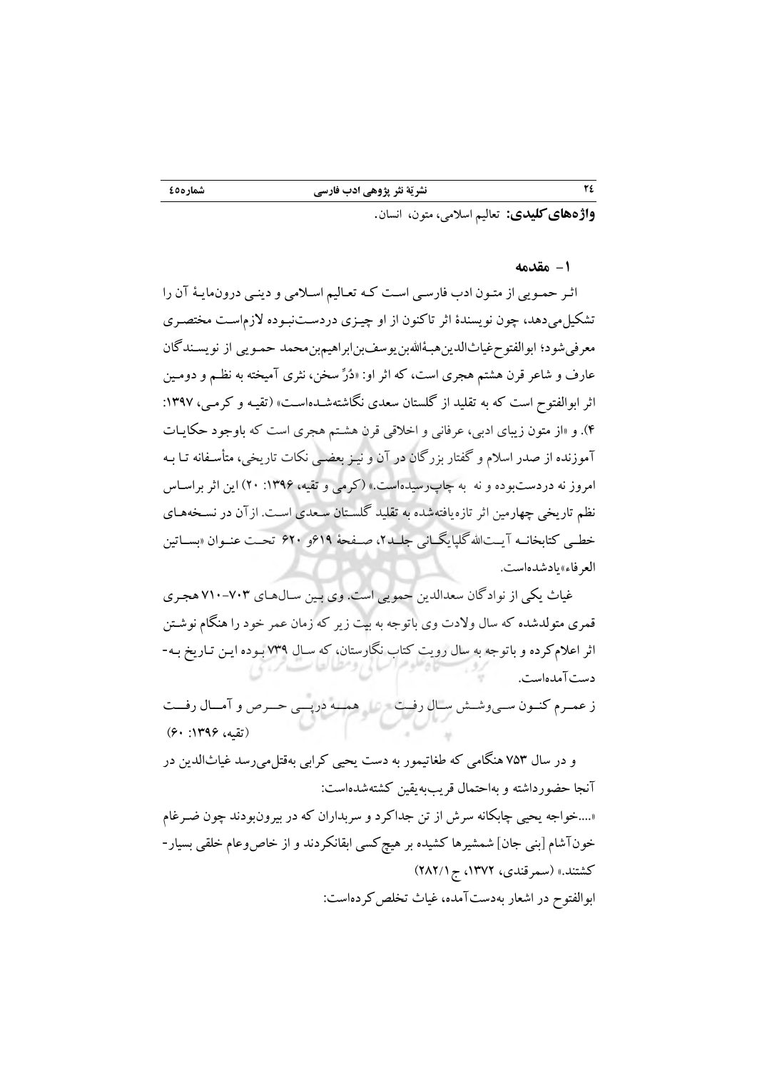**واژه‌های کلیدی:** تعالیم اسلامی، متون، انسان.

## ۱- مقدمه

اثر حمویی از متون ادب فارسی است که تعالیم اسلامی و دینی درون‌مایهٔ آن را تشکیل‌می‌دهد، چون نویسندهٔ اثر تاکنون از او چیزی دردست‌نبوده لازم‌است مختصری معرفی‌شود؛ ابوالفتوح‌غیاث‌الدین‌هبهٔ‌الله‌بن‌یوسف‌بن‌ابراهیم‌بن‌محمد حمویی از نویسندگان عارف و شاعر قرن هشتم هجری است، که اثر او: «دُرِّ سخن، نثری آمیخته به نظم و دومین اثر ابوالفتوح است که به تقلید از گلستان سعدی نگاشته‌شده‌است» (تقیه و کرمی، ۱۳۹۷: ۴). و «از متون زیبای ادبی، عرفانی و اخلاقی قرن هشتم هجری است که باوجود حکایات آموزنده از صدر اسلام و گفتار بزرگان در آن و نیز بعضی نکات تاریخی، متأسفانه تا به امروز نه دردست‌بوده و نه به چاپ‌رسیده‌است.» (کرمی و تقیه، ۱۳۹۶: ۲۰) این اثر براساس نظم تاریخی چهارمین اثر تازه‌یافته‌شده به تقلید گلستان سعدی است. ازآن در نسخه‌های خطی کتابخانه آیت‌الله گلپایگانی جلد۲، صفحهٔ ۶۱۹و ۶۲۰ تحت عنوان «بساتین العرفاء»یادشده‌است.

غیاث یکی از نوادگان سعدالدین حمویی است. وی بین سال‌های ۷۰۳-۷۱۰ هجری قمری متولدشده که سال ولادت وی باتوجه به بیت زیر که زمان عمر خود را هنگام نوشتن اثر اعلام‌کرده و باتوجه به سال رویت کتاب نگارستان، که سال ۷۳۹ بوده این تاریخ به‌دست‌آمده‌است.

ز عمرم کنون سی‌وشش سال رفت     همه درپی حرص و آمال رفت
(تقیه، ۱۳۹۶: ۶۰)

و در سال ۷۵۳ هنگامی که طغاتیمور به دست یحیی کرابی به‌قتل‌می‌رسد غیاث‌الدین در آنجا حضورداشته و به‌احتمال قریب‌به‌یقین کشته‌شده‌است:

«....خواجه یحیی چابکانه سرش از تن جداکرد و سربداران که در بیرون‌بودند چون ضرغام خون‌آشام [بنی جان] شمشیرها کشیده بر هیچ‌کسی ابقانکردند و از خاص‌وعام خلقی بسیار-کشتند.» (سمرقندی، ۱۳۷۲، ج ۲۸۲/۱)

ابوالفتوح در اشعار به‌دست‌آمده، غیاث تخلص‌کرده‌است: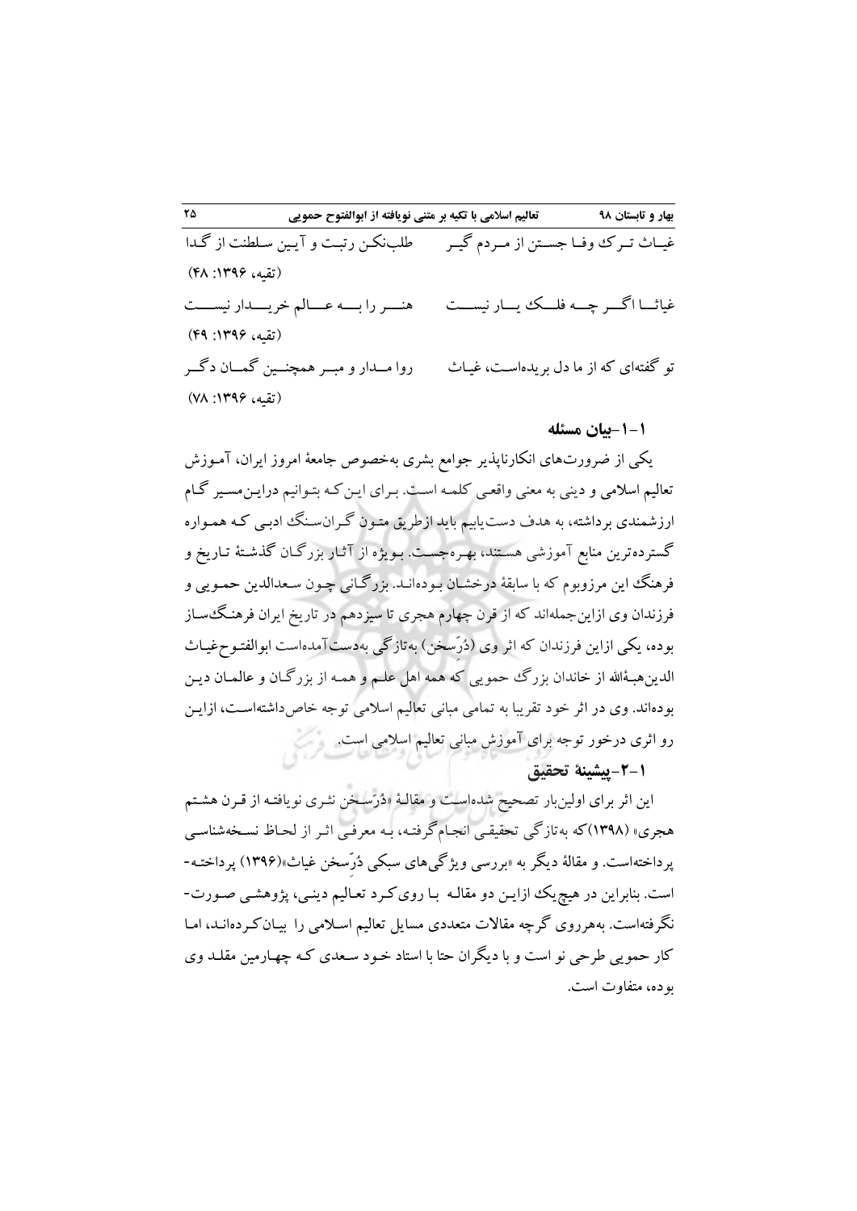غیاث ترک وفا جستن از مردم گیر    طلب‌نکن رتبت و آیین سلطنت از گدا

(تقیه، ۱۳۹۶: ۴۸)

غیاثا اگر چه فلک یار نیست    هنر را به عالم خریدار نیست

(تقیه، ۱۳۹۶: ۴۹)

تو گفته‌ای که از ما دل بریده‌است، غیاث    روا مدار و مبر همچنین گمان دگر

(تقیه، ۱۳۹۶: ۷۸)

### ۱-۱-بیان مسئله

یکی از ضرورت‌های انکارناپذیر جوامع بشری به‌خصوص جامعهٔ امروز ایران، آموزش تعالیم اسلامی و دینی به معنی واقعی کلمه است. برای این‌که بتوانیم دراین‌مسیر گام ارزشمندی برداشته، به هدف دست‌یابیم باید ازطریق متون گران‌سنگ ادبی که همواره گسترده‌ترین منابع آموزشی هستند، بهره‌جست. بویژه از آثار بزرگان گذشتهٔ تاریخ و فرهنگ این مرزوبوم که با سابقهٔ درخشان بوده‌اند. بزرگانی چون سعدالدین حمویی و فرزندان وی ازاین‌جمله‌اند که از قرن چهارم هجری تا سیزدهم در تاریخ ایران فرهنگ‌ساز بوده، یکی ازاین فرزندان که اثر وی (دُرّسخن) به‌تازگی به‌دست‌آمده‌است ابوالفتوح‌غیاث الدین‌هبهٔالله از خاندان بزرگ حمویی که همه اهل علم و همه از بزرگان و عالمان دین بوده‌اند. وی در اثر خود تقریبا به تمامی مبانی تعالیم اسلامی توجه خاص‌داشته‌است، ازاین رو اثری درخور توجه برای آموزش مبانی تعالیم اسلامی است.

### ۱-۲-پیشینهٔ تحقیق

این اثر برای اولین‌بار تصحیح شده‌است و مقالهٔ «دُرّسخن نثری نویافته از قرن هشتم هجری» (۱۳۹۸)که به‌تازگی تحقیقی انجام‌گرفته، به معرفی اثر از لحاظ نسخه‌شناسی پرداخته‌است. و مقالهٔ دیگر به «بررسی ویژگی‌های سبکی دُرّسخن غیاث»(۱۳۹۶) پرداخته- است. بنابراین در هیچ‌یک ازاین دو مقاله با روی‌کرد تعالیم دینی، پژوهشی صورت- نگرفته‌است. به‌هرروی گرچه مقالات متعددی مسایل تعالیم اسلامی را بیان‌کرده‌اند، اما کار حمویی طرحی نو است و با دیگران حتا با استاد خود سعدی که چهارمین مقلد وی بوده، متفاوت است.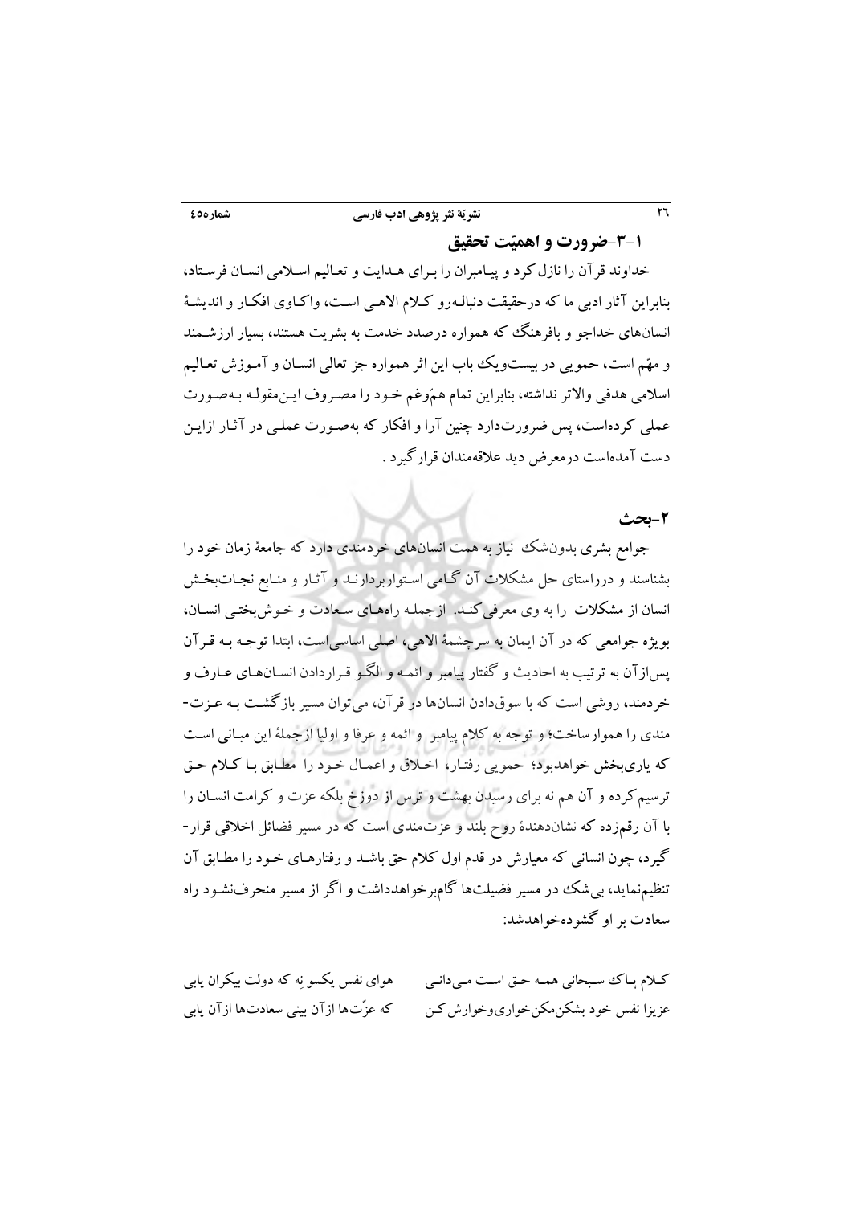### ۱-۳-ضرورت و اهمیّت تحقیق

خداوند قرآن را نازل کرد و پیامبران را برای هدایت و تعالیم اسلامی انسان فرستاد، بنابراین آثار ادبی ما که درحقیقت دنباله‌رو کلام الاهی است، واکاوی افکار و اندیشهٔ انسان‌های خداجو و بافرهنگ که همواره درصدد خدمت به بشریت هستند، بسیار ارزشمند و مهّم است، حمویی در بیست‌ویک باب این اثر همواره جز تعالی انسان و آموزش تعالیم اسلامی هدفی والاتر نداشته، بنابراین تمام هم‌ّوغم خود را مصروف این‌مقوله به‌صورت عملی کرده‌است، پس ضرورت‌دارد چنین آرا و افکار که به‌صورت عملی در آثار ازاین دست آمده‌است درمعرض دید علاقه‌مندان قرارگیرد .

## ۲-بحث

جوامع بشری بدون‌شک نیاز به همت انسان‌های خردمندی دارد که جامعهٔ زمان خود را بشناسند و درراستای حل مشکلات آن گامی استواربردارند و آثار و منابع نجات‌بخش انسان از مشکلات را به وی معرفی‌کنند. ازجمله راه‌های سعادت و خوش‌بختی انسان، بویژه جوامعی که در آن ایمان به سرچشمهٔ الاهی، اصلی اساسی‌است، ابتدا توجه به قرآن پس‌ازآن به ترتیب به احادیث و گفتار پیامبر و ائمه و الگو قراردادن انسان‌های عارف و خردمند، روشی است که با سوق‌دادن انسان‌ها در قرآن، می‌توان مسیر بازگشت به عزت-مندی را هموارساخت؛ و توجه به کلام پیامبر و ائمه و عرفا و اولیا ازجملهٔ این مبانی است که یاری‌بخش خواهدبود؛ حمویی رفتار، اخلاق و اعمال خود را مطابق با کلام حق ترسیم‌کرده و آن هم نه برای رسیدن بهشت و ترس از دوزخ بلکه عزت و کرامت انسان را با آن رقم‌زده که نشان‌دهندهٔ روح بلند و عزت‌مندی است که در مسیر فضائل اخلاقی قرار-گیرد، چون انسانی که معیارش در قدم اول کلام حق باشد و رفتارهای خود را مطابق آن تنظیم‌نماید، بی‌شک در مسیر فضیلت‌ها گام‌برخواهدداشت و اگر از مسیر منحرف‌نشود راه سعادت بر او گشوده‌خواهدشد:

کلام پاک سبحانی همه حق است می‌دانی &nbsp;&nbsp;&nbsp;&nbsp; هوای نفس یکسو نِه که دولت بیکران یابی
عزیزا نفس خود بشکن‌مکن‌خواری‌وخوارش‌کن &nbsp;&nbsp;&nbsp;&nbsp; که عزّت‌ها ازآن بینی سعادت‌ها ازآن یابی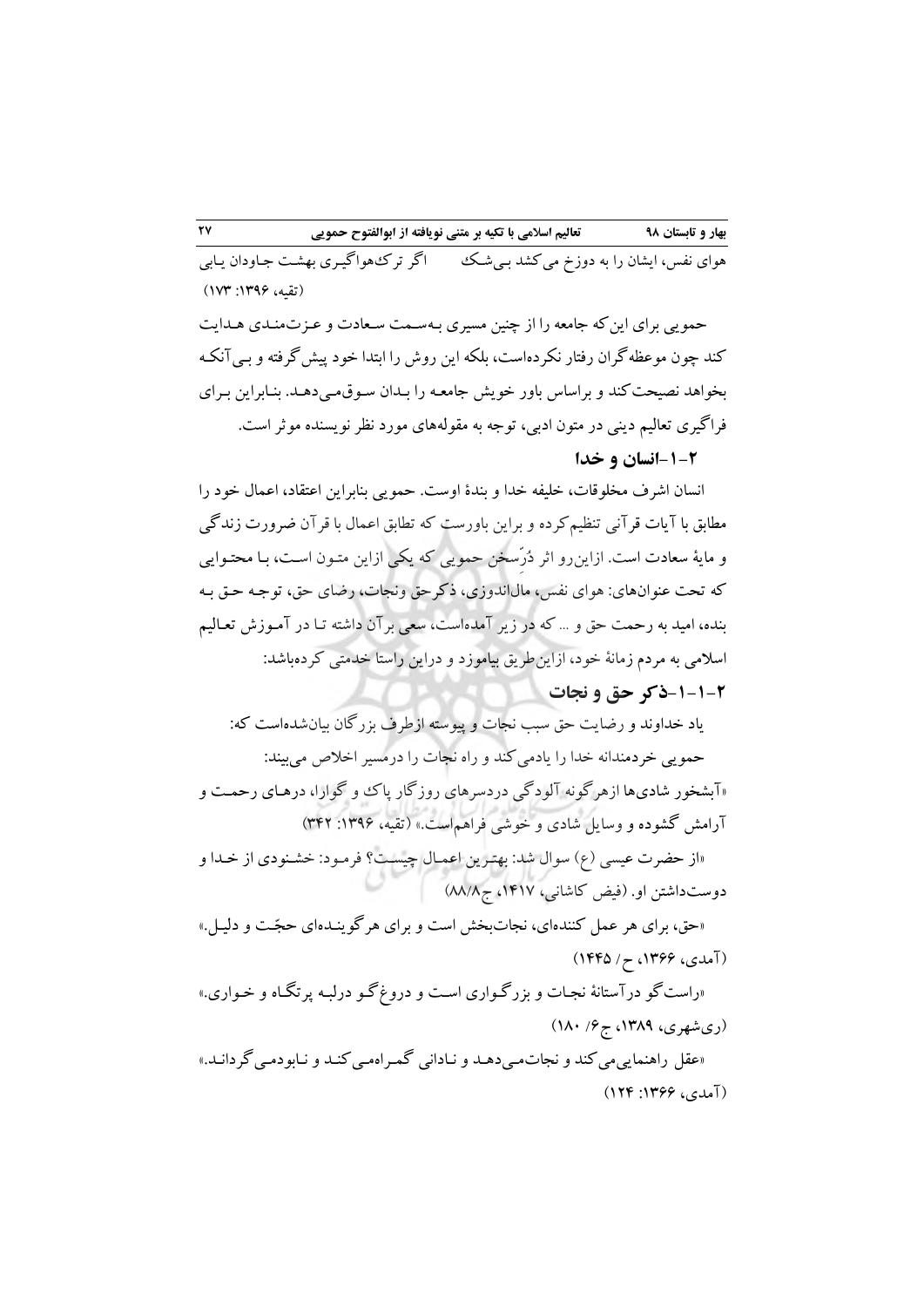هوای نفس، ایشان را به دوزخ می‌کشد بی‌شک  اگر ترک‌هواگیری بهشت جاودان یابی
(تقیه، ۱۳۹۶: ۱۷۳)

حمویی برای این‌که جامعه را از چنین مسیری به‌سمت سعادت و عزت‌مندی هدایت کند چون موعظه‌گران رفتار نکرده‌است، بلکه این روش را ابتدا خود پیش‌گرفته و بی‌آنکه بخواهد نصیحت‌کند و براساس باور خویش جامعه را بدان سوق‌می‌دهد. بنابراین برای فراگیری تعالیم دینی در متون ادبی، توجه به مقوله‌های مورد نظر نویسنده موثر است.

### ۲-۱-انسان و خدا

انسان اشرف مخلوقات، خلیفه خدا و بندهٔ اوست. حمویی بنابراین اعتقاد، اعمال خود را مطابق با آیات قرآنی تنظیم‌کرده و براین باورست که تطابق اعمال با قرآن ضرورت زندگی و مایهٔ سعادت است. ازاین‌رو اثر دُرّسخن حمویی که یکی ازاین متون است، با محتوایی که تحت عنوان‌های: هوای نفس، مال‌اندوزی، ذکرحق ونجات، رضای حق، توجه حق به بنده، امید به رحمت حق و ... که در زیر آمده‌است، سعی برآن داشته تا در آموزش تعالیم اسلامی به مردم زمانهٔ خود، ازاین‌طریق بیاموزد و دراین راستا خدمتی کرده‌باشد:

### ۲-۱-۱-ذکر حق و نجات

یاد خداوند و رضایت حق سبب نجات و پیوسته ازطرف بزرگان بیان‌شده‌است که:

حمویی خردمندانه خدا را یادمی‌کند و راه نجات را درمسیر اخلاص می‌بیند:

«آبشخور شادی‌ها ازهرگونه آلودگی دردسرهای روزگار پاک و گوارا، درهای رحمت و آرامش گشوده و وسایل شادی و خوشی فراهم‌است.» (تقیه، ۱۳۹۶: ۳۴۲)

«از حضرت عیسی (ع) سوال شد: بهترین اعمال چیست؟ فرمود: خشنودی از خدا و دوست‌داشتن او. (فیض کاشانی، ۱۴۱۷، ج۸/۸۸)

«حق، برای هر عمل کننده‌ای، نجات‌بخش است و برای هرگوینده‌ای حجّت و دلیل.» (آمدی، ۱۳۶۶، ح/ ۱۴۴۵)

«راستگو درآستانهٔ نجات و بزرگواری است و دروغ‌گو درلبه پرتگاه و خواری.» (ری‌شهری، ۱۳۸۹، ج۶/ ۱۸۰)

«عقل راهنمایی‌می‌کند و نجات‌می‌دهد و نادانی گمراه‌می‌کند و نابودمی‌گرداند.» (آمدی، ۱۳۶۶: ۱۲۴)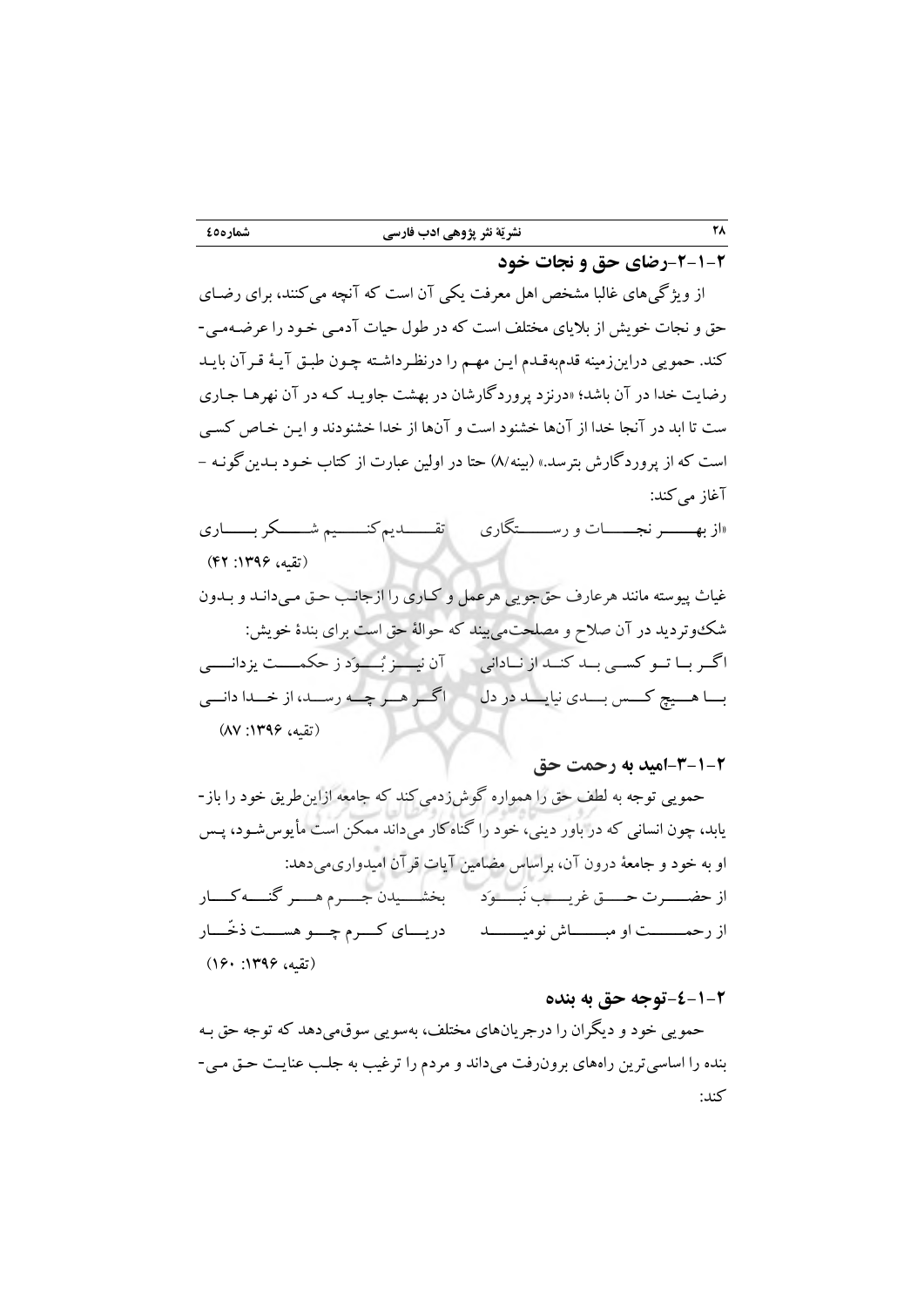### ۲-۱-۲-رضای حق و نجات خود

از ویژگی‌های غالبا مشخص اهل معرفت یکی آن است که آنچه می‌کنند، برای رضای حق و نجات خویش از بلایای مختلف است که در طول حیات آدمی خود را عرضه‌می‌کند. حمویی دراین‌زمینه قدم‌به‌قدم این مهم را درنظرداشته چون طبق آیهٔ قرآن باید رضایت خدا در آن باشد؛ «درنزد پروردگارشان در بهشت جاوید که در آن نهرها جاری ست تا ابد در آنجا خدا از آن‌ها خشنود است و آن‌ها از خدا خشنودند و این خاص کسی است که از پروردگارش بترسد.» (بینه/۸) حتا در اولین عبارت از کتاب خود بدین‌گونه – آغاز می‌کند:

«از بهر نجات و رستگاری &nbsp;&nbsp;&nbsp; تقدیم‌کنیم شکر باری

(تقیه، ۱۳۹۶: ۴۲)

غیاث پیوسته مانند هرعارف حق‌جویی هرعمل و کاری را ازجانب حق می‌داند و بدون شک‌وتردید در آن صلاح و مصلحت‌می‌بیند که حوالهٔ حق است برای بندهٔ خویش:

اگر با تو کسی بد کند از نادانی &nbsp;&nbsp;&nbsp; آن نیز بُوَد ز حکمت یزدانی

با هیچ کس بدی نیاید در دل &nbsp;&nbsp;&nbsp; اگر هر چه رسد، از خدا دانی

(تقیه، ۱۳۹۶: ۸۷)

### ۲-۱-۳-امید به رحمت حق

حمویی توجه به لطف حق را همواره گوش‌زدمی‌کند که جامعه ازاین‌طریق خود را باز-یابد، چون انسانی که در باور دینی، خود را گناه‌کار می‌داند ممکن است مأیوس‌شود، پس او به خود و جامعهٔ درون آن، براساس مضامین آیات قرآن امیدواری‌می‌دهد:

از حضرت حق غریب نَبُوَد &nbsp;&nbsp;&nbsp; بخشیدن جرم هر گنه‌کار

از رحمت او مباش نومید &nbsp;&nbsp;&nbsp; دریای کرم چو هست ذخّار

(تقیه، ۱۳۹۶: ۱۶۰)

### ۲-۱-٤-توجه حق به بنده

حمویی خود و دیگران را درجریان‌های مختلف، به‌سویی سوق‌می‌دهد که توجه حق به بنده را اساسی‌ترین راه‌های برون‌رفت می‌داند و مردم را ترغیب به جلب عنایت حق می‌کند: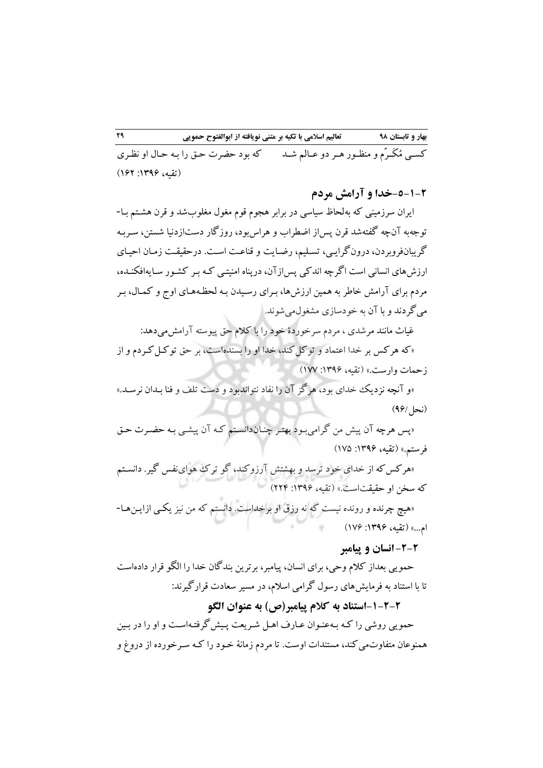کسـی مُکَـرَّم و منظـور هـر دو عـالم شـد　　　که بود حضرت حـق را بـه حـال او نظـری

(تقیه، ۱۳۹۶: ۱۶۲)

## ۲-۱-۵-خدا و آرامش مردم

ایران سرزمینی که به‌لحاظ سیاسی در برابر هجوم قوم مغول مغلوب‌شد و قرن هشـتم بـا-توجه‌به آن‌چه گفته‌شد قرن پس‌از اضطراب و هراس‌بود، روزگار دست‌ازدنیا شستن، سـربـه گریبان‌فروبردن، درون‌گرایی، تسـلیم، رضـایت و قناعـت اسـت. درحقیقـت زمـان احیـای ارزش‌های انسانی است اگرچه اندکی پس‌ازآن، درپناه امنیتـی کـه بـر کشـور سـایه‌افکنـده، مردم برای آرامش خاطر به همین ارزش‌ها، بـرای رسـیدن بـه لحظـه‌هـای اوج و کمـال، بـر می‌گردند و با آن به خودسازی مشغول‌می‌شوند.

غیاث مانند مرشدی ، مردم سرخوردهٔ خود را با کلام حق پیوسته آرامش‌می‌دهد:

«که هرکس بر خدا اعتماد و توکل کند، خدا او را بسنده‌است، بر حق توکـل‌کـردم و از زحمات وارست.» (تقیه، ۱۳۹۶: ۱۷۷)

«و آنچه نزدیکِ خدای بود، هرگز آن را نفاد نتواندبود و دست تلف و فنا بـدان نرسـد.» (نحل/۹۶)

«پس هرچه آن پیش من گرامی‌بـود بهتـر چنـان‌دانسـتم کـه آن پیشـی بـه حضـرت حـق فرستم.» (تقیه، ۱۳۹۶: ۱۷۵)

«هرکس که از خدای خود ترسد و بهشتش آرزوکند، گو ترکِ هوای‌نفس گیر. دانسـتم که سخن او حقیقت‌است.» (تقیه، ۱۳۹۶: ۲۲۴)

«هیچ چرنده و رونده نیست که نه رزق او برخداست. دانستم که من نیز یکـی ازایـن‌هـا-ام...» (تقیه، ۱۳۹۶: ۱۷۶)

## ۲-۲-انسان و پیامبر

حمویی بعداز کلام وحی، برای انسان، پیامبر، برترین بندگان خدا را الگو قرار داده‌است تا با استناد به فرمایش‌های رسول گرامی اسلام، در مسیر سعادت قرارگیرند:

### ۲-۲-۱-استناد به کلام پیامبر(ص) به عنوان الگو

حمویی روشی را کـه بـه‌عنـوان عـارف اهـل شـریعت پـیش‌گرفتـه‌اسـت و او را در بـین همنوعان متفاوت‌می‌کند، مستندات اوست. تا مردم زمانهٔ خـود را کـه سـرخورده از دروغ و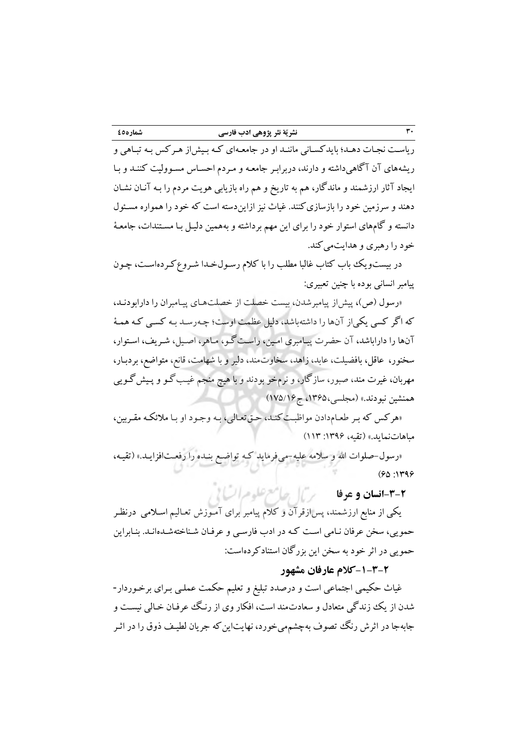ریاست نجات دهد؛ بایدکسانی مانند او در جامعه‌ای که بیش‌از هرکس به تباهی و ریشه‌های آن آگاهی‌داشته و دارند، دربرابر جامعه و مردم احساس مسوولیت کنند و با ایجاد آثار ارزشمند و ماندگار، هم به تاریخ و هم راه بازیابی هویت مردم را به آنان نشان دهند و سرزمین خود را بازسازی‌کنند. غیاث نیز ازاین‌دسته است که خود را همواره مسئول دانسته و گام‌های استوار خود را برای این مهم برداشته و به‌همین دلیل با مستندات، جامعهٔ خود را رهبری و هدایت‌می‌کند.

در بیست‌ویک باب کتاب غالبا مطلب را با کلام رسول‌خدا شروع‌کرده‌است، چون پیامبر انسانی بوده با چنین تعبیری:

«رسول (ص)، پیش‌از پیامبرشدن، بیست خصلت از خصلت‌های پیامبران را دارابودند، که اگر کسی یکی‌از آن‌ها را داشته‌باشد، دلیل عظمت اوست؛ چه‌رسد به کسی که همهٔ آن‌ها را داراباشد، آن حضرت پیامبری امین، راست‌گو، ماهر، اصیل، شریف، استوار، سخنور، عاقل، بافضیلت، عابد، زاهد، سخاوت‌مند، دلیر و با شهامت، قانع، متواضع، بردبار، مهربان، غیرت مند، صبور، سازگار، و نرم‌خو بودند و با هیچ منجم غیب‌گو و پیش‌گویی همنشین نبودند.» (مجلسی،۱۳۶۵، ج۱۶/۱۷۵)

«هرکس که بر طعام‌دادن مواظبت کند، حق‌تعالی، به وجود او با ملائکه مقربین، مباهات‌نماید.» (تقیه، ۱۳۹۶: ۱۱۳)

«رسول-صلوات الله و سلامه علیه-می‌فرماید که تواضع بنده را رفعت‌افزاید.» (تقیه، ۱۳۹۶: ۶۵)

### ۲-۳-انسان و عرفا

یکی از منابع ارزشمند، پس‌ازقرآن و کلام پیامبر برای آموزش تعالیم اسلامی درنظر حمویی، سخن عرفان نامی است که در ادب فارسی و عرفان شناخته‌شده‌اند. بنابراین حمویی در اثر خود به سخن این بزرگان استنادکرده‌است:

#### ۲-۳-۱-کلام عارفان مشهور

غیاث حکیمی اجتماعی است و درصدد تبلیغ و تعلیم حکمت عملی برای برخوردار-شدن از یک زندگی متعادل و سعادت‌مند است، افکار وی از رنگ عرفان خالی نیست و جابه‌جا در اثرش رنگ تصوف به‌چشم‌می‌خورد، نهایت‌این‌که جریان لطیف ذوق را در اثر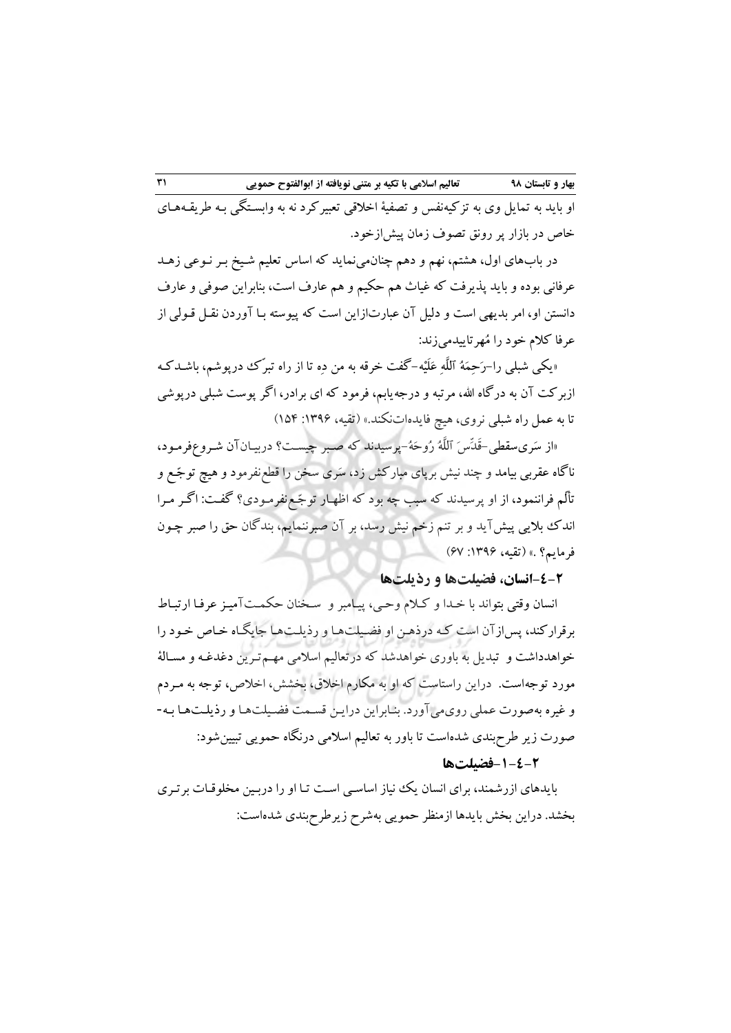او باید به تمایل وی به تزکیه‌نفس و تصفیهٔ اخلاقی تعبیرکرد نه به وابستگی بـه طریقـه‌هـای خاص در بازار پر رونق تصوف زمان پیش‌ازخود.

در باب‌های اول، هشتم، نهم و دهم چنان‌می‌نماید که اساس تعلیم شـیخ بـر نـوعی زهـد عرفانی بوده و باید پذیرفت که غیاث هم حکیم و هم عارف است، بنابراین صوفی و عارف دانستن او، امر بدیهی است و دلیل آن عبارت‌ازاین است که پیوسته بـا آوردن نقـل قـولی از عرفا کلام خود را مُهرتاییدمی‌زند:

«یکی شبلی را–رَحِمَهُ اَللَّهِ عَلَیْه–گفت خرقه به من دِه تا از راه تبرّک درپوشم، باشـدکـه ازبرکت آن به درگاه الله، مرتبه و درجه‌یابم، فرمود که ای برادر، اگر پوست شبلی درپوشی تا به عمل راه شبلی نروی، هیچ فایده‌ات‌نکند.» (تقیه، ۱۳۹۶: ۱۵۴)

«از سَری‌سقطی–قَدَّسَ اَللَّهُ رُوحَهُ–پرسیدند که صبر چیست؟ دربیان‌آن شـروع‌فرمـود، ناگاه عقربی بیامد و چند نیش برپای مبارکش زد، سَری سخن را قطع‌نفرمود و هیچ توجّع و تألّم فرانِنمود، از او پرسیدند که سبب چه بود که اظهـار توجّع‌نفرمـودی؟ گفـت: اگـر مـرا اندک بلایی پیش‌آید و بر تنم زخم نیش رسد، بر آن صبرننمایم، بندگان حق را صبر چـون فرمایم؟ .» (تقیه، ۱۳۹۶: ۶۷)

### ۲–٤–انسان، فضیلت‌ها و رذیلت‌ها

انسان وقتی بتواند با خـدا و کـلام وحـی، پیـامبر و سـخنان حکمـت‌آمیـز عرفـا ارتبـاط برقرارکند، پس‌ازآن است کـه درذهـن او فضـیلت‌هـا و رذیلـت‌هـا جایگـاه خـاص خـود را خواهدداشت و تبدیل به باوری خواهدشد که درتعالیم اسلامی مهـم‌تـرین دغدغـه و مسـالهٔ مورد توجه‌است. دراین راستاست که او به مکارم اخلاق، بخشش، اخلاص، توجه به مـردم و غیره به‌صورت عملی روی‌می‌آورد. بنـابراین درایـن قسـمت فضـیلت‌هـا و رذیلـت‌هـا بـه-صورت زیر طرح‌بندی شده‌است تا باور به تعالیم اسلامی درنگاه حمویی تبیین‌شود:

#### ۲–٤–۱–فضیلت‌ها

بایدهای ازرشمند، برای انسان یک نیاز اساسـی اسـت تـا او را دربـین مخلوقـات برتـری بخشد. دراین بخش بایدها ازمنظر حمویی به‌شرح زیرطرح‌بندی شده‌است: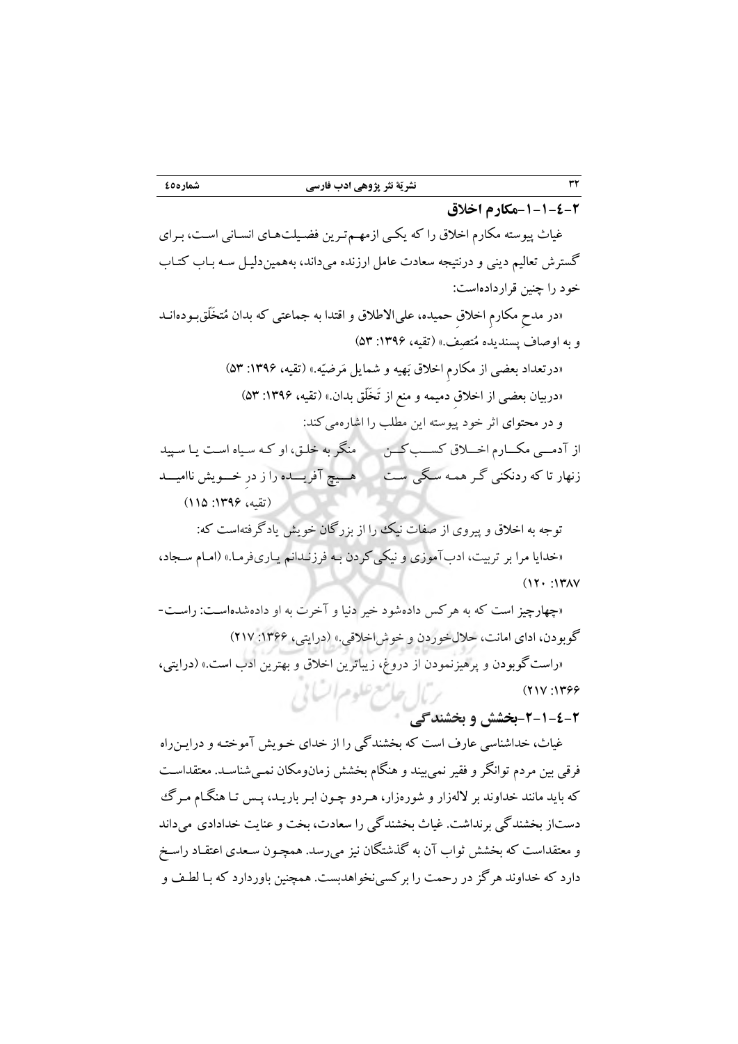### ۲-٤-۱-۱-مکارم اخلاق

غیاث پیوسته مکارم اخلاق را که یکـی ازمهـم‌تـرین فضـیلت‌هـای انسـانی اسـت، بـرای گسترش تعالیم دینی و درنتیجه سعادت عامل ارزنده می‌داند، به‌همین‌دلیـل سـه بـاب کتـاب خود را چنین قراردادەاست:

«در مدحِ مکارمِ اخلاقِ حمیده، علی‌الاطلاق و اقتدا به جماعتی که بدان مُتخَلّق‌بـوده‌انـد و به اوصافِ پسندیده مُتصِف.» (تقیه، ۱۳۹۶: ۵۳)

«درتعداد بعضی از مکارمِ اخلاق بَهیه و شمایل مَرضیّه.» (تقیه، ۱۳۹۶: ۵۳)

«دربیان بعضی از اخلاقِ دمیمه و منع از تَخَلّق بدان.» (تقیه، ۱۳۹۶: ۵۳)

و در محتوای اثر خود پیوسته این مطلب را اشاره‌می‌کند:

از آدمـــی مکـــارم اخـــلاق کســـب کـــن    منگر به خلق، او که سیاه است یـا سـپید

زنهار تا که ردنکنی گـر همـه سـگی سـت    هـــیچ آفریـــده را ز درِ خـــویش ناامیـــد

(تقیه، ۱۳۹۶: ۱۱۵)

توجه به اخلاق و پیروی از صفات نیک را از بزرگان خویش یادگرفته‌است که:

«خدایا مرا بر تربیت، ادب‌آموزی و نیکی کردن بـه فرزنـدانم یـاری‌فرمـا.» (امـام سـجاد، ۱۳۸۷: ۱۲۰)

«چهارچیز است که به هرکس داده‌شود خیر دنیا و آخرت به او داده‌شده‌اسـت: راسـت‌گوبودن، ادای امانت، حلال‌خوردن و خوش‌اخلاقی.» (درایتی، ۱۳۶۶: ۲۱۷)

«راست‌گوبودن و پرهیزنمودن از دروغ، زیباترین اخلاق و بهترین ادب است.» (درایتی، ۱۳۶۶: ۲۱۷)

### ۲-٤-۱-۲-بخشش و بخشندگی

غیاث، خداشناسی عارف است که بخشندگی را از خدای خـویش آموختـه و درایـن‌راه فرقی بین مردم توانگر و فقیر نمی‌بیند و هنگام بخشش زمان‌ومکان نمـی‌شناسـد. معتقداسـت که باید مانند خداوند بر لاله‌زار و شوره‌زار، هـردو چـون ابـر باریـد، پـس تـا هنگـام مـرگ دست‌از بخشندگی برنداشت. غیاث بخشندگی را سعادت، بخت و عنایت خدادادی می‌داند و معتقداست که بخشش ثواب آن به گذشتگان نیز می‌رسد. همچـون سـعدی اعتقـاد راسـخ دارد که خداوند هرگز در رحمت را برکسی‌نخواهدبست. همچنین باوردارد که بـا لطـف و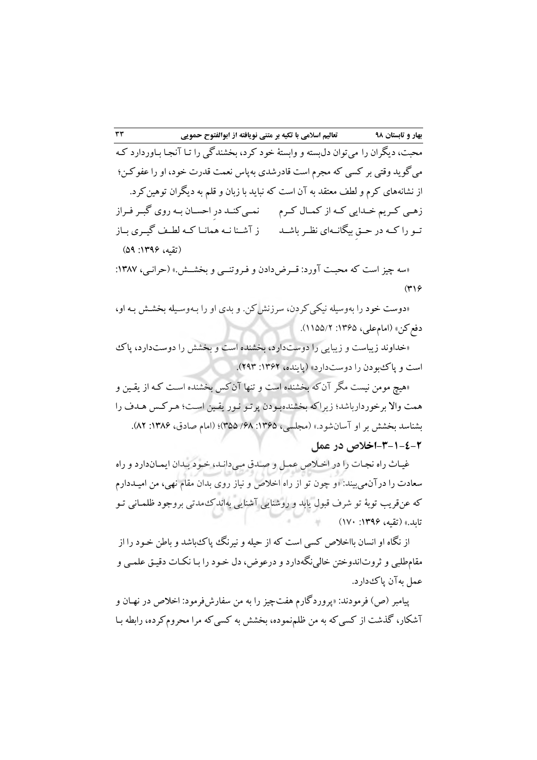محبت، دیگران را می‌توان دل‌بسته و وابستهٔ خود کرد، بخشندگی را تا آنجا باوردارد که می‌گوید وقتی بر کسی که مجرم است قادرشدی به‌پاس نعمت قدرت خود، او را عفوکن؛ از نشانه‌های کرم و لطف معتقد به آن است که نباید با زبان و قلم به دیگران توهین‌کرد.

زهی کریم خدایی که از کمال کرم　　نمی‌کند در احسان به روی گبر فراز

تو را که در حقِ بیگانه‌ای نظر باشد　　ز آشنا نه همانا که لطف گیری باز

(تقیه، ۱۳۹۶: ۵۹)

«سه چیز است که محبت آورد: قرض‌دادن و فروتنی و بخشش.» (حرانی، ۱۳۸۷: ۳۱۶)

«دوست خود را به‌وسیله نیکی‌کردن، سرزنش‌کن. و بدی او را به‌وسیله بخشش به او، دفع‌کن» (امام‌علی، ۱۳۶۵: ۱۱۵۵/۲).

«خداوند زیباست و زیبایی را دوست‌دارد، بخشنده است و بخشش را دوست‌دارد، پاک است و پاک‌بودن را دوست‌دارد» (پاینده، ۱۳۶۲: ۲۹۳).

«هیچ مومن نیست مگر آن‌که بخشنده است و تنها آن‌کس بخشنده است که از یقین و همت والا برخوردارباشد؛ زیراکه بخشنده‌بودن پرتو نور یقین است؛ هرکس هدف را بشناسد بخشش بر او آسان‌شود.» (مجلسی، ۱۳۶۵: ۶۸/ ۳۵۵)؛ (امام صادق، ۱۳۸۶: ۸۲).

### ۲-٤-۱-۳-اخلاص در عمل

غیاث راه نجات را در اخلاص عمل و صدق می‌داند، خود بدان ایمان‌دارد و راه سعادت را درآن‌می‌بیند: «و چون تو از راه اخلاص و نیاز روی بدان مقام نهی، من امیدوارم که عن‌قریب توبهٔ تو شرف قبول یابد و روشنایی آشنایی به‌اندک‌مدتی بروجود ظلمانی تو تابد.» (تقیه، ۱۳۹۶: ۱۷۰)

از نگاه او انسان بااخلاص کسی است که از حیله و نیرنگ پاک‌باشد و باطن خود را از مقام‌طلبی و ثروت‌اندوختن خالی‌نگه‌دارد و درعوض، دل خود را با نکات دقیق علمی و عمل به‌آن پاک‌دارد.

پیامبر (ص) فرمودند: «پروردگارم هفت‌چیز را به من سفارش‌فرمود: اخلاص در نهان و آشکار، گذشت از کسی که به من ظلم‌نموده، بخشش به کسی که مرا محروم‌کرده، رابطه با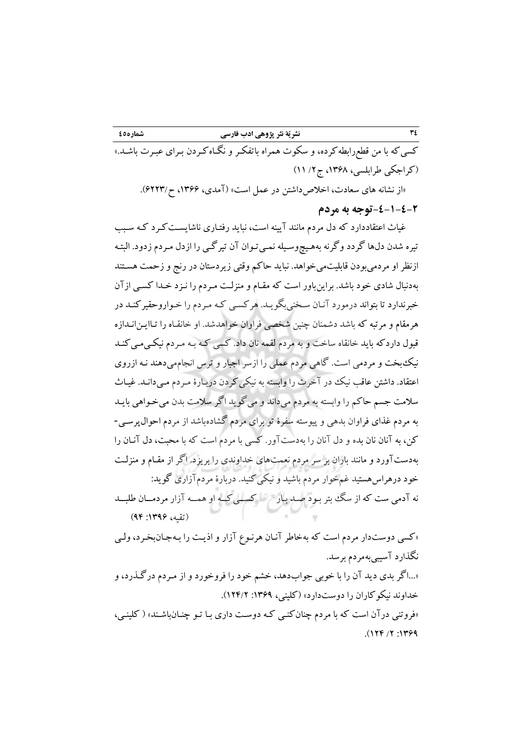کسی که با من قطع‌رابطه کرده، و سکوت همراه باتفکر و نگاه کردن برای عبرت باشد.» (کراجکی طرابلسی، ۱۳۶۸، ج۲/ ۱۱)

«از نشانه های سعادت، اخلاص‌داشتن در عمل است» (آمدی، ۱۳۶۶، ح/۶۲۲۳).

### ۲-٤-۱-٤-توجه به مردم

غیاث اعتقاددارد که دل مردم مانند آیینه است، نباید رفتاری ناشایست کرد که سبب تیره شدن دل‌ها گردد وگرنه به‌هیچ‌وسیله نمی‌توان آن تیرگی را ازدل مردم زدود. البته ازنظر او مردمی‌بودن قابلیت‌می‌خواهد. نباید حاکم وقتی زیردستان در رنج و زحمت هستند به‌دنبال شادی خود باشد. براین‌باور است که مقام و منزلت مردم را نزد خدا کسی ازآن خبرندارد تا بتواند درمورد آنان سخنی‌بگوید. هرکسی که مردم را خواروحقیر کند در هرمقام و مرتبه که باشد دشمنان چنین شخصی فراوان خواهدشد. او خانقاه را تاایـن‌اندازه قبول داردکه باید خانقاه ساخت و به مردم لقمه نان داد. کسی که به مردم نیکی‌می‌کند نیک‌بخت و مردمی است. گاهی مردم عملی را ازسر اجبار و ترس انجام‌می‌دهند نه ازروی اعتقاد. داشتن عاقب نیک در آخرت را وابسته به نیکی کردن دربارۀ مردم می‌داند. غیاث سلامت جسم حاکم را وابسته به مردم می‌داند و می‌گوید اگر سلامت بدن می‌خواهی باید به مردم غذای فراوان بدهی و پیوسته سفرۀ تو برای مردم گشاده‌باشد از مردم احوال‌پرسی-کن، به آنان نان بده و دل آنان را به‌دست‌آور. کسی با مردم است که با محبت، دل آنان را به‌دست‌آورد و مانند باران بر سر مردم نعمت‌های خداوندی را بریزد. اگر از مقام و منزلت خود درهراس‌هستید غم‌خوار مردم باشید و نیکی کنید. دربارۀ مردم‌آزاری گوید:

نه آدمی ست که از سگ بتر بود صد بار    کسی که او همه آزار مردمان طلبد

(تقیه، ۱۳۹۶: ۹۴)

«کسی دوست‌دار مردم است که به‌خاطر آنان هرنوع آزار و اذیت را به‌جان‌بخرد، ولی نگذارد آسیبی‌به‌مردم برسد.

«...اگر بدی دید آن را با خوبی جواب‌دهد، خشم خود را فروخورد و از مردم درگذرد، و خداوند نیکوکاران را دوست‌دارد» (کلینی، ۱۳۶۹: ۱۲۴/۲).

«فروتنی درآن است که با مردم چنان‌کنی که دوست داری با تو چنان‌باشند» (کلینی، ۱۳۶۹: ۲/ ۱۲۴).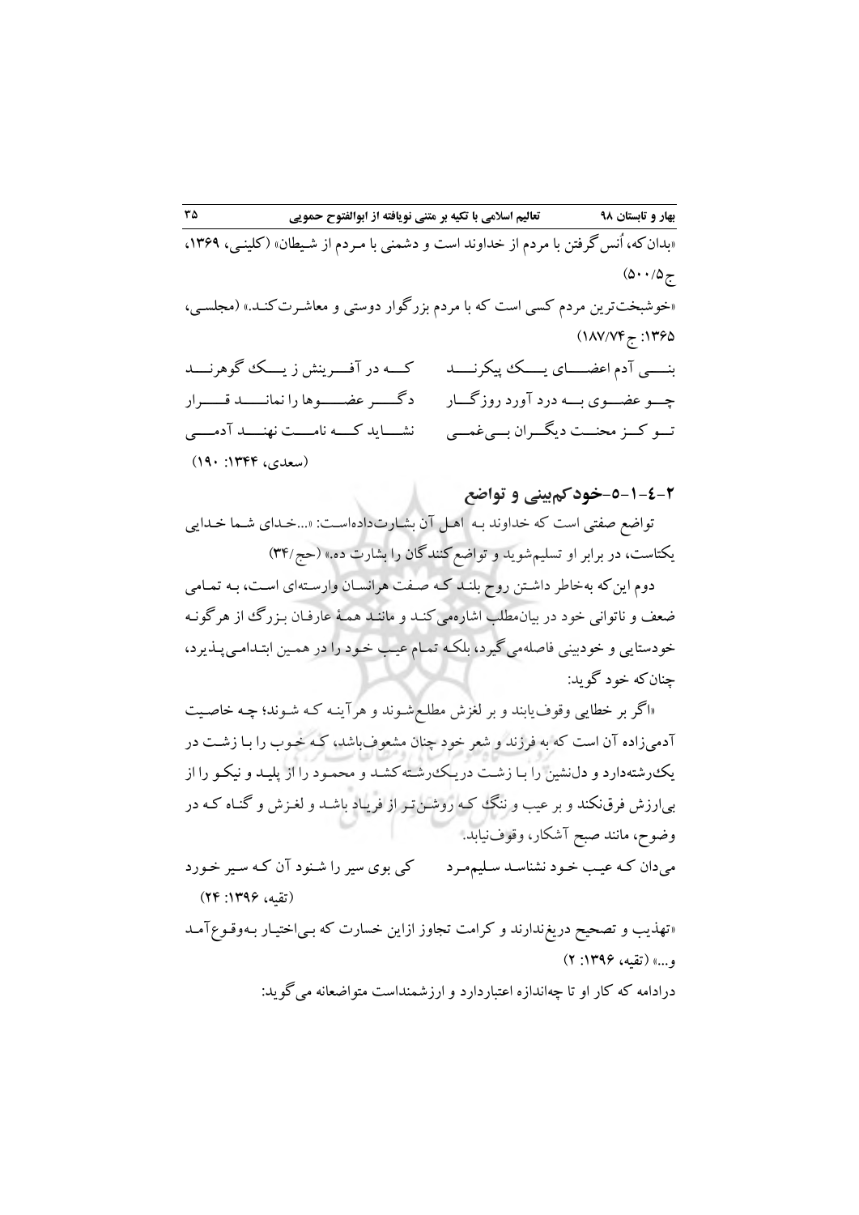«بدان‌که، اُنس‌گرفتن با مردم از خداوند است و دشمنی با مـردم از شـیطان» (کلینـی، ۱۳۶۹، ج۵۰۰/۵)

«خوشبخت‌ترین مردم کسی است که با مردم بزرگوار دوستی و معاشـرت‌کنـد.» (مجلسـی، ۱۳۶۵: ج۱۸۷/۷۴)

بنـــی آدم اعضـــای یـــک پیکرنـــد — کـــه در آفـــرینش ز یـــک گوهرنـــد

چـــو عضـــوی بـــه درد آورد روزگـــار — دگـــر عضـــوها را نمانـــد قـــرار

تـــو کـــز محنـــت دیگـــران بـــی‌غمـــی — نشـــاید کـــه نامـــت نهنـــد آدمـــی

(سعدی، ۱۳۴۴: ۱۹۰)

### ۲-٤-۱-۵-خودکم‌بینی و تواضع

تواضع صفتی است که خداوند بـه اهـل آن بشـارت‌داده‌اسـت: «...خـدای شـما خـدایی یکتاست، در برابر او تسلیم‌شوید و تواضع‌کنندگان را بشارت ده.» (حج/۳۴)

دوم این‌که به‌خاطر داشـتن روح بلنـد کـه صـفت هرانسـان وارسـته‌ای اسـت، بـه تمـامی ضعف و ناتوانی خود در بیان‌مطلب اشاره‌می‌کنـد و ماننـد همـهٔ عارفـان بـزرگ از هرگونـه خودستایی و خودبینی فاصله‌می‌گیرد، بلکـه تمـام عیـب خـود را در همـین ابتـدامی‌پـذیرد، چنان‌که خود گوید:

«اگر بر خطایی وقوف‌یابند و بر لغزش مطلع‌شـوند و هرآینـه کـه شـوند؛ چـه خاصـیت آدمی‌زاده آن است که به فرزند و شعر خود چنان مشعوف‌باشد، کـه خـوب را بـا زشـت در یک‌رشته‌دارد و دل‌نشین را بـا زشـت دریـک‌رشـته‌کشـد و محمـود را از پلیـد و نیکـو را از بی‌ارزش فرق‌نکند و بر عیب و ننگ کـه روشـن‌تـر از فریـاد باشـد و لغـزش و گنـاه کـه در وضوح، مانند صبح آشکار، وقوف‌نیابد.

می‌دان کـه عیـب خـود نشناسـد سـلیم‌مـرد — کی بوی سیر را شـنود آن کـه سـیر خـورد

(تقیه، ۱۳۹۶: ۲۴)

«تهذیب و تصحیح دریغ‌ندارند و کرامت تجاوز ازاین خسارت که بـی‌اختیـار بـه‌وقـوع‌آمـد و...» (تقیه، ۱۳۹۶: ۲)

درادامه که کار او تا چه‌اندازه اعتباردارد و ارزشمنداست متواضعانه می‌گوید: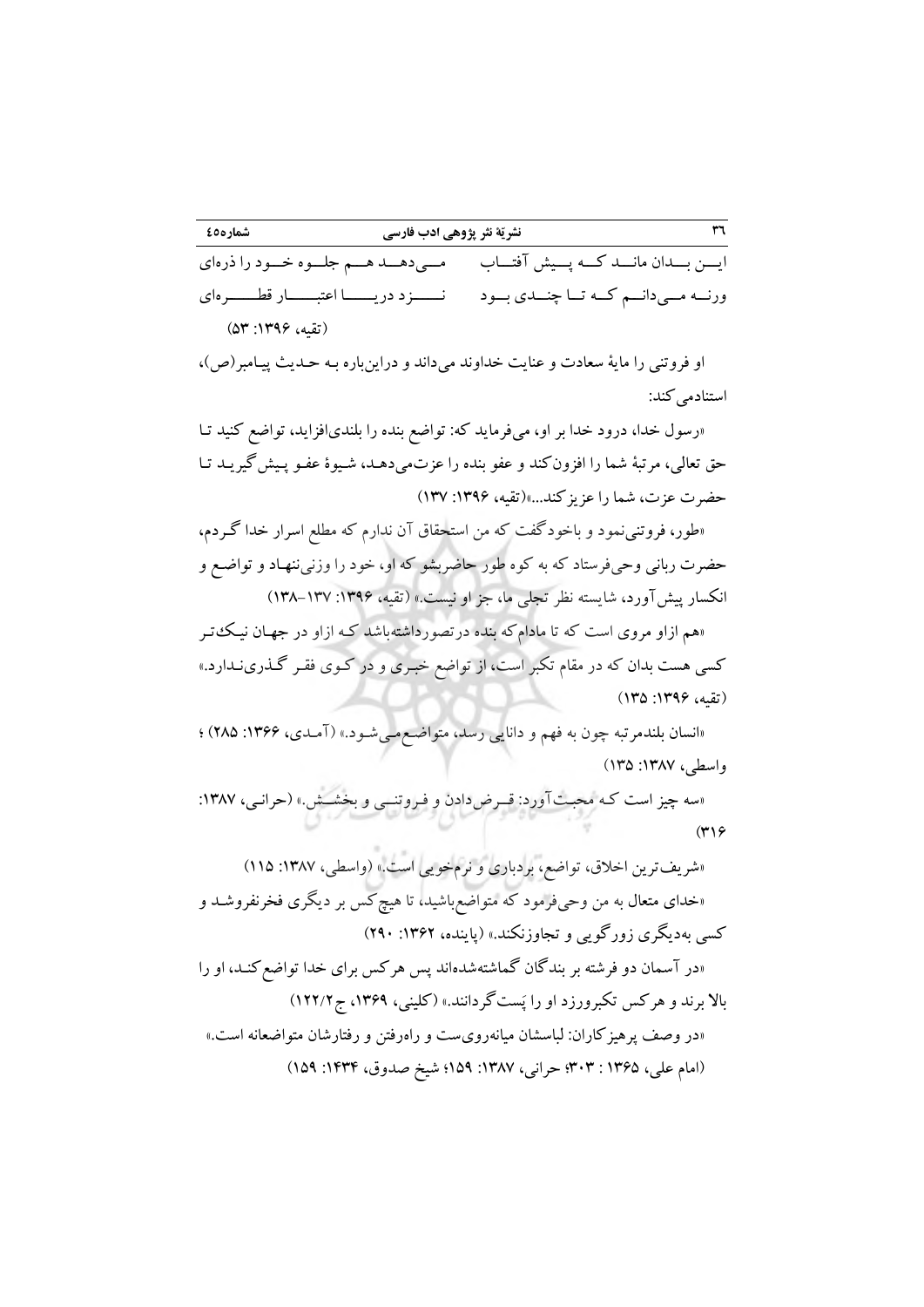ایــن بــدان مانــد کــه پــیش آفتــاب     مــی‌دهــد هــم جلــوه خــود را ذره‌ای

ورنــه مــی‌دانــم کــه تــا چنــدی بــود     نـــزد دریـــا اعتبـــار قطـــره‌ای

(تقیه، ۱۳۹۶: ۵۳)

او فروتنی را مایهٔ سعادت و عنایت خداوند می‌داند و دراین‌باره به حدیث پیامبر(ص)، استنادمی‌کند:

«رسول خدا، درود خدا بر او، می‌فرماید که: تواضع بنده را بلندی‌افزاید، تواضع کنید تا حق تعالی، مرتبهٔ شما را افزون‌کند و عفو بنده را عزت‌می‌دهد، شیوهٔ عفو پیش‌گیرید تا حضرت عزت، شما را عزیزکند...»(تقیه، ۱۳۹۶: ۱۳۷)

«طور، فروتنی‌نمود و باخودگفت که من استحقاق آن ندارم که مطلع اسرار خدا گردم، حضرت ربانی وحی‌فرستاد که به کوه طور حاضرشو که او، خود را وزنی‌ننهاد و تواضع و انکسار پیش‌آورد، شایسته نظر تجلی ما، جز او نیست.» (تقیه، ۱۳۹۶: ۱۳۷–۱۳۸)

«هم ازاو مروی است که تا مادام‌که بنده درتصورداشته‌باشد که ازاو در جهان نیک‌تر کسی هست بدان که در مقام تکبر است، از تواضع خبری و در کوی فقر گذری‌ندارد.» (تقیه، ۱۳۹۶: ۱۳۵)

«انسان بلندمرتبه چون به فهم و دانایی رسد، متواضع‌می‌شود.» (آمدی، ۱۳۶۶: ۲۸۵) ؛ واسطی، ۱۳۸۷: ۱۳۵)

«سه چیز است که محبت‌آورد: قرض‌دادن و فروتنی و بخشش.» (حرانی، ۱۳۸۷: ۳۱۶)

«شریف‌ترین اخلاق، تواضع، بردباری و نرم‌خویی است.» (واسطی، ۱۳۸۷: ۱۱۵)

«خدای متعال به من وحی‌فرمود که متواضع‌باشید، تا هیچ‌کس بر دیگری فخرنفروشد و کسی به‌دیگری زورگویی و تجاوزنکند.» (پاینده، ۱۳۶۲: ۲۹۰)

«در آسمان دو فرشته بر بندگان گماشته‌شده‌اند پس هرکس برای خدا تواضع‌کند، او را بالا برند و هرکس تکبرورزد او را پَست‌گردانند.» (کلینی، ۱۳۶۹، ج۲/۱۲۲)

«در وصف پرهیزکاران: لباسشان میانه‌روی‌ست و راه‌رفتن و رفتارشان متواضعانه است.» (امام علی، ۱۳۶۵ : ۳۰۳؛ حرانی، ۱۳۸۷: ۱۵۹؛ شیخ صدوق، ۱۴۳۴: ۱۵۹)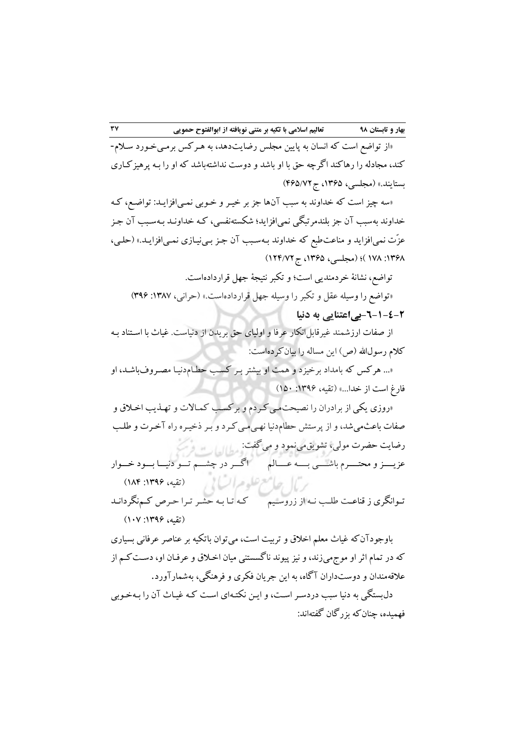«از تواضع است که انسان به پایین مجلس رضایت‌دهد، به هرکس برمی‌خورد سلام-کند، مجادله را رهاکند اگرچه حق با او باشد و دوست نداشته‌باشد که او را به پرهیزکاری بستایند.» (مجلسی، ۱۳۶۵، ج۷۲/۴۶۵)

«سه چیز است که خداوند به سبب آن‌ها جز بر خیر و خوبی نمی‌افزاید: تواضع، که خداوند به‌سبب آن جز بلندمرتبگی نمی‌افزاید؛ شکسته‌نفسی، که خداوند به‌سبب آن جز عزّت نمی‌افزاید و مناعت‌طبع که خداوند به‌سبب آن جز بی‌نیازی نمی‌افزاید.» (حلی، ۱۳۶۸: ۱۷۸)؛ (مجلسی، ۱۳۶۵، ج۷۲/۱۲۴)

تواضع، نشانهٔ خردمندیی است؛ و تکبر نتیجهٔ جهل قرارداده‌است.

«تواضع را وسیله عقل و تکبر را وسیله جهل قرارداده‌است.» (حرانی، ۱۳۸۷: ۳۹۶)

### ۲-٤-۱-٦-بی‌اعتنایی به دنیا

از صفات ارزشمند غیرقابل‌انکار عرفا و اولیای حق بریدن از دنیاست. غیاث با استناد به کلام رسول‌الله (ص) این مساله را بیان‌کرده‌است:

«... هرکس که بامداد برخیزد و همت او بیشتر بر کسب حطام‌دنیا مصروف‌باشد، او فارغ است از خدا...» (تقیه، ۱۳۹۶: ۱۵۰)

«روزی یکی از برادران را نصیحت‌می‌کردم و برکسب کمالات و تهذیب اخلاق و صفات باعث‌می‌شد، و از پرستش حطام‌دنیا نهی‌می‌کرد و بر ذخیره راه آخرت و طلب رضایت حضرت مولی، تشویق‌می‌نمود و می‌گفت:

عزیز و محترم باشی به عالم &nbsp;&nbsp;&nbsp; اگر در چشم تو دنیا بود خوار
(تقیه، ۱۳۹۶: ۱۸۴)

توانگری ز قناعت طلب نه از زروسیم &nbsp;&nbsp;&nbsp; که تا به حشر ترا حرص کم‌نگرداند
(تقیه، ۱۳۹۶: ۱۰۷)

باوجودآن‌که غیاث معلم اخلاق و تربیت است، می‌توان باتکیه بر عناصر عرفانی بسیاری که در تمام اثر او موج‌می‌زند، و نیز پیوند ناگسستنی میان اخلاق و عرفان او، دست‌کم از علاقه‌مندان و دوستداران آگاه، به این جریان فکری و فرهنگی، به‌شمارآورد.

دلبستگی به دنیا سبب دردسر است، و این نکته‌ای است که غیاث آن را به‌خوبی فهمیده، چنان‌که بزرگان گفته‌اند: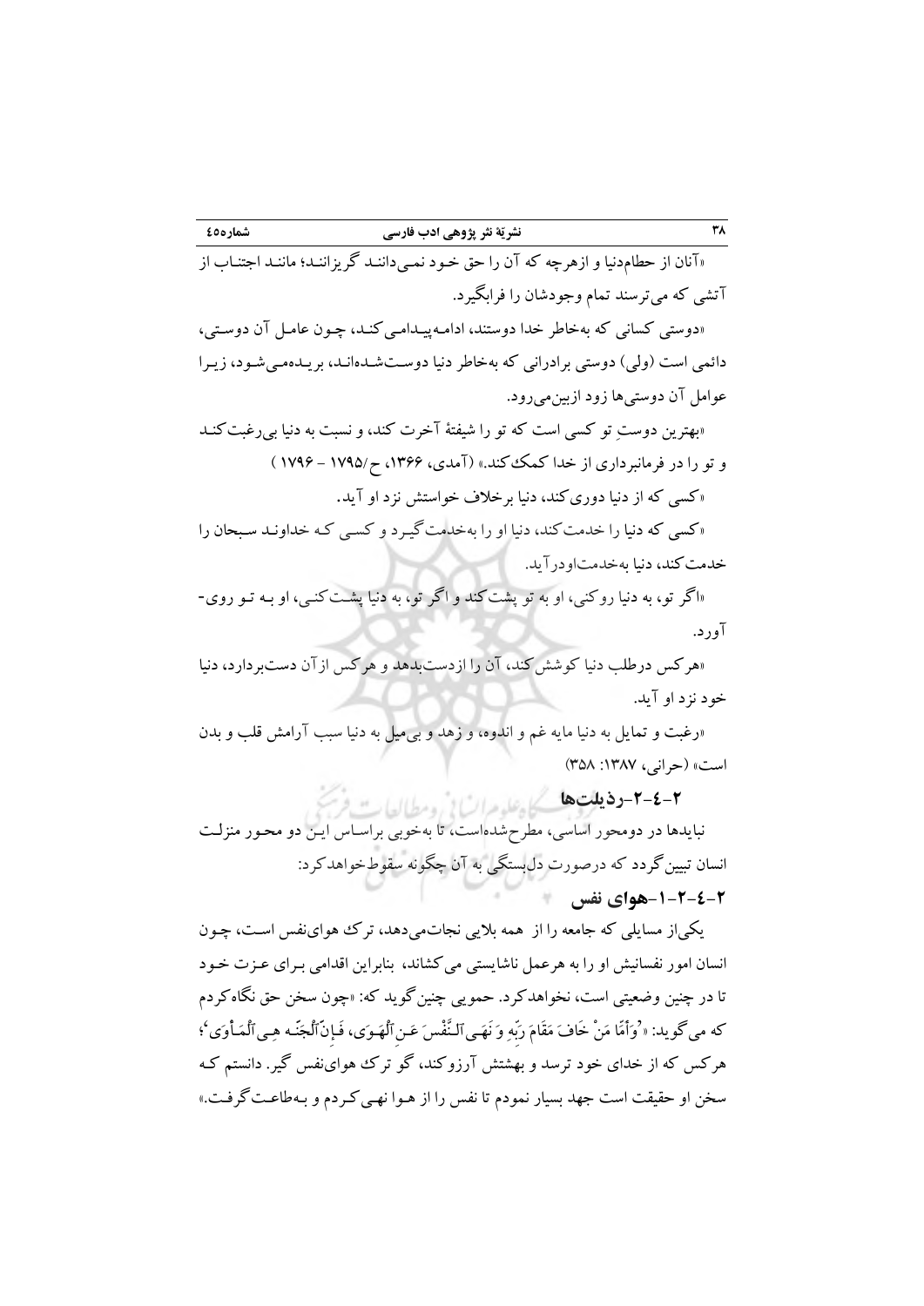«آنان از حطام‌دنیا و ازهرچه که آن را حق خـود نمـی‌داننـد گریزاننـد؛ ماننـد اجتنـاب از آتشی که می‌ترسند تمام وجودشان را فرابگیرد.

«دوستی کسانی که به‌خاطر خدا دوستند، ادامه‌پیـدامـی‌کنـد، چـون عامـل آن دوسـتی، دائمی است (ولی) دوستی برادرانی که به‌خاطر دنیا دوسـت‌شـده‌انـد، بریـده‌مـی‌شـود، زیـرا عوامل آن دوستی‌ها زود ازبین‌می‌رود.

«بهترین دوستِ تو کسی است که تو را شیفتهٔ آخرت کند، و نسبت به دنیا بی‌رغبت‌کنـد و تو را در فرمانبرداری از خدا کمک‌کند.» (آمدی، ۱۳۶۶، ح/۱۷۹۵ - ۱۷۹۶ )

«کسی که از دنیا دوری‌کند، دنیا برخلاف خواستش نزد او آید.

«کسی که دنیا را خدمت‌کند، دنیا او را به‌خدمت‌گیـرد و کسـی کـه خداونـد سـبحان را خدمت‌کند، دنیا به‌خدمت‌اودرآید.

«اگر تو، به دنیا روکنی، او به تو پشت‌کند و اگر تو، به دنیا پشت‌کنـی، او بـه تـو روی-آورد.

«هرکس درطلب دنیا کوشش‌کند، آن را ازدست‌بدهد و هرکس ازآن دست‌بردارد، دنیا خود نزد او آید.

«رغبت و تمایل به دنیا مایه غم و اندوه، و زهد و بی‌میل به دنیا سبب آرامش قلب و بدن است» (حرانی، ۱۳۸۷: ۳۵۸)

### ۲-٤-۲-رذیلت‌ها

نبایدها در دومحور اساسی، مطرح‌شده‌است، تا به‌خوبی براسـاس ایـن دو محـور منزلـت انسان تبیین‌گردد که درصورت دل‌بستگی به آن چگونه سقوط‌خواهدکرد:

#### ۲-٤-۲-۱-هوای نفس

یکی‌از مسایلی که جامعه را از همه بلایی نجات‌می‌دهد، ترک هوای‌نفس اسـت، چـون انسان امور نفسانیش او را به هرعمل ناشایستی می‌کشاند، بنابراین اقدامی بـرای عـزت خـود تا در چنین وضعیتی است، نخواهدکرد. حمویی چنین‌گوید که: «چون سخن حق نگاه‌کردم که می‌گوید: «﴿وَأَمَّا مَنْ خَافَ مَقَامَ رَبِّهِ وَ نَهَى ٱلنَّفْسَ عَنِ ٱلْهَوَى، فَإِنَّ ٱلْجَنَّة هِيَ ٱلْمَأْوَى﴾؛ هرکس که از خدای خود ترسد و بهشتش آرزوکند، گو ترک هوای‌نفس گیر. دانستم کـه سخن او حقیقت است جهد بسیار نمودم تا نفس را از هـوا نهـی کـردم و بـه‌طاعـت گرفـت.»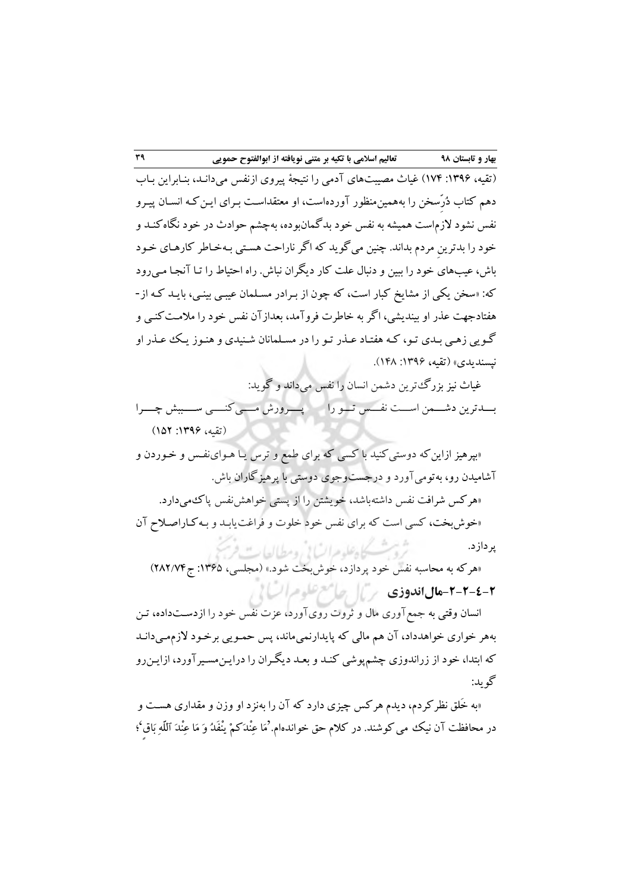(تقیه، ۱۳۹۶: ۱۷۴) غیاث مصیبت‌های آدمی را نتیجهٔ پیروی ازنفس می‌داند، بنابراین باب دهم کتاب دُرِّسخن را به‌همین‌منظور آورده‌است، او معتقداست برای این‌که انسان پیرو نفس نشود لازم‌است همیشه به نفس خود بدگمان‌بوده، به‌چشم حوادث در خود نگاه‌کند و خود را بدترین مردم بداند. چنین می‌گوید که اگر ناراحت هستی به‌خاطر کارهای خود باش، عیب‌های خود را ببین و دنبال علت کار دیگران نباش. راه احتیاط را تا آنجا می‌رود که: «سخن یکی از مشایخ کبار است، که چون از برادر مسلمان عیبی بینی، باید که از-هفتادجهت عذر او بیندیشی، اگر به خاطرت فروآمد، بعدازآن نفس خود را ملامت‌کنی و گویی زهی بدی تو، که هفتاد عذر تو را در مسلمانان شنیدی و هنوز یک عذر او نپسندیدی» (تقیه، ۱۳۹۶: ۱۴۸).

غیاث نیز بزرگ‌ترین دشمن انسان را نفس می‌داند و گوید:

بدترین دشمن است نفس تو را     پرورش می‌کنی سببش چرا

(تقیه، ۱۳۹۶: ۱۵۲)

«بپرهیز ازاین‌که دوستی‌کنید با کسی که برای طمع و ترس یا هوای‌نفس و خوردن و آشامیدن رو، به‌تومی‌آورد و درجست‌وجوی دوستی با پرهیزگاران باش.

«هرکس شرافت نفس داشته‌باشد، خویشتن را از پستی خواهش‌نفس پاک‌می‌دارد.

«خوش‌بخت، کسی است که برای نفس خود خلوت و فراغت‌یابد و به‌کاراصلاح آن پردازد.

«هرکه به محاسبه نفس خود پردازد، خوش‌بخت شود.» (مجلسی، ۱۳۶۵: ج۷۴/۲۸۲)

### ۲-۴-۲-مال‌اندوزی

انسان وقتی به جمع‌آوری مال و ثروت روی‌آورد، عزت نفس خود را ازدست‌داده، تن به‌هر خواری خواهدداد، آن هم مالی که پایدارنمی‌ماند، پس حمویی برخود لازم‌می‌داند که ابتدا، خود از زراندوزی چشم‌پوشی کند و بعد دیگران را دراین‌مسیرآورد، ازاین‌رو گوید:

«به خَلق نظرکردم، دیدم هرکس چیزی دارد که آن را به‌نزد او وزن و مقداری هست و در محافظت آن نیک می‌کوشند. در کلام حق خوانده‌ام.'مَا عِنْدَکمْ ینْفَدُ وَ مَا عِنْدَ اَللّٰهِ بَاقٍ'؛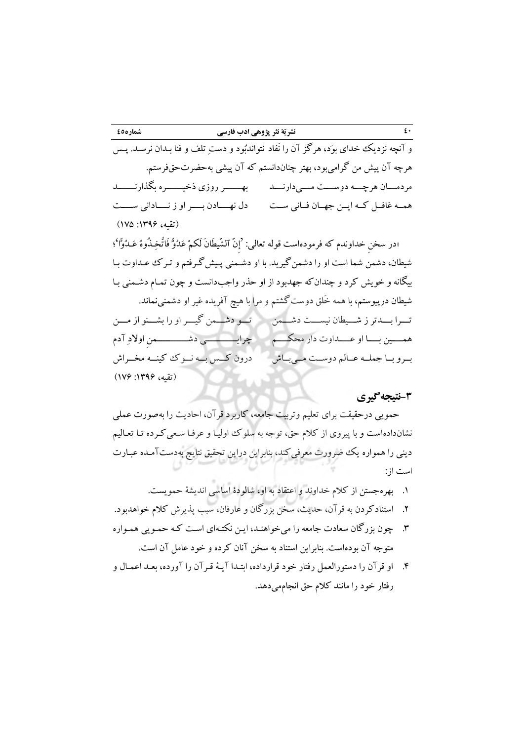و آنچه نزدیکِ خدای بوَد، هرگز آن را نَفاد نتواندبُود و دستِ تلف و فنا بدان نرسد. پس هرچه آن پیش من گرامی‌بود، بهتر چناندانستم که آن پیشی به‌حضرت‌حق‌فرستم.

مردمان هرچه دوست می‌دارند   بهر روزی ذخیره بگذارند

همه غافل که این جهان فانی ست   دل نهادن بر او ز نادانی ست

(تقیه، ۱۳۹۶: ۱۷۵)

«در سخنِ خداوندم که فرموده‌است قوله تعالی: ﴿إِنَّ ٱلشَّيۡطَٰنَ لَكُمۡ عَدُوٌّ فَٱتَّخِذُوهُ عَدُوًّا﴾؛ شیطان، دشمن شما است او را دشمن گیرید. با او دشمنی پیش‌گرفتم و ترکِ عداوت با بیگانه و خویش کرد و چندان‌که جهدبود از او حذر واجب‌دانست و چون تمام دشمنی با شیطان درپیوستم، با همه خَلق دوست‌گشتم و مرا با هیچ آفریده غیر او دشمنی‌نماند.

ترا بدتر ز شیطان نیست دشمن   تو دشمن گیر او را بشنو از من

همین با او عداوت دار محکم   چرایی دشمنِ اولادِ آدم

برو با جمله عالم دوست می‌باش   درون کس به نوک کینه مخراش

(تقیه، ۱۳۹۶: ۱۷۶)

## ۳-نتیجه‌گیری

حمویی درحقیقت برای تعلیم وتربیت جامعه، کاربرد قرآن، احادیث را به‌صورت عملی نشان‌داده‌است و با پیروی از کلام حق، توجه به سلوک اولیا و عرفا سعی‌کرده تا تعالیم دینی را همواره یک ضرورت معرفی‌کند، بنابراین دراین تحقیق نتایج به‌دست‌آمده عبارت است از:

۱. بهره‌جستن از کلام خداوند و اعتقاد به او، شالودۀ اساسی اندیشۀ حمویست.

۲. استنادکردن به قرآن، حدیث، سخن بزرگان و عارفان، سبب پذیرش کلام خواهدبود.

۳. چون بزرگان سعادت جامعه را می‌خواهند، این نکته‌ای است که حمویی همواره متوجه آن بوده‌است. بنابراین استناد به سخن آنان کرده و خود عامل آن است.

۴. او قرآن را دستورالعمل رفتار خود قرارداده، ابتدا آیۀ قرآن را آورده، بعد اعمال و رفتار خود را مانند کلام حق انجام‌می‌دهد.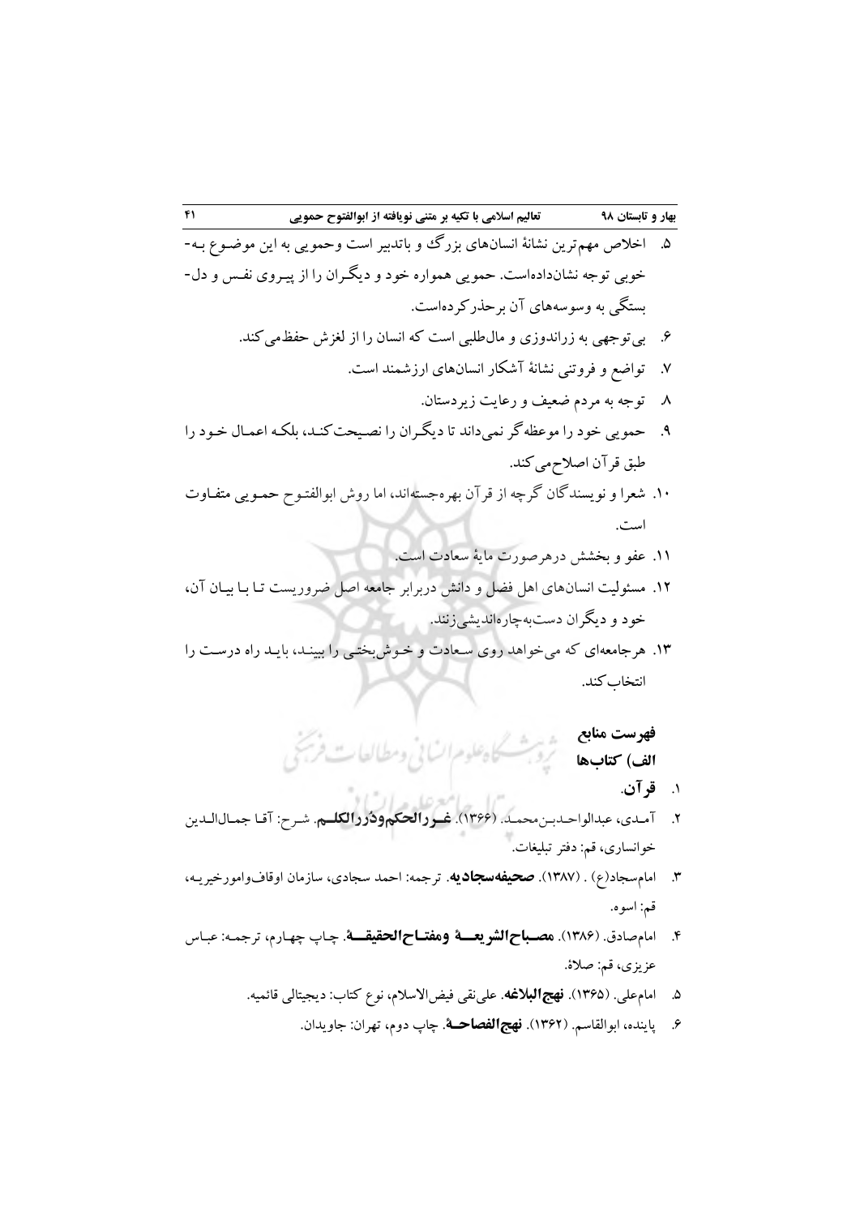۵. اخلاص مهم‌ترین نشانهٔ انسان‌های بزرگ و باتدبیر است وحمویی به این موضوع به‌خوبی توجه نشان‌داده‌است. حمویی همواره خود و دیگران را از پیروی نفس و دل‌بستگی به وسوسه‌های آن برحذرکرده‌است.

۶. بی‌توجهی به زراندوزی و مال‌طلبی است که انسان را از لغزش حفظ‌می‌کند.

۷. تواضع و فروتنی نشانهٔ آشکار انسان‌های ارزشمند است.

۸. توجه به مردم ضعیف و رعایت زیردستان.

۹. حمویی خود را موعظه‌گر نمی‌داند تا دیگران را نصیحت‌کند، بلکه اعمال خود را طبق قرآن اصلاح‌می‌کند.

۱۰. شعرا و نویسندگان گرچه از قرآن بهره‌جسته‌اند، اما روش ابوالفتوح حمویی متفاوت است.

۱۱. عفو و بخشش درهرصورت مایهٔ سعادت است.

۱۲. مسئولیت انسان‌های اهل فضل و دانش دربرابر جامعه اصل ضروریست تا با بیان آن، خود و دیگران دست‌به‌چاره‌اندیشی‌زنند.

۱۳. هرجامعه‌ای که می‌خواهد روی سعادت و خوش‌بختی را ببیند، باید راه درست را انتخاب‌کند.

## فهرست منابع

### الف) کتاب‌ها

۱. **قرآن**.

۲. آمدی، عبدالواحدبن‌محمد. (۱۳۶۶). **غررالحکم‌ودُررالکلم**. شرح: آقا جمال‌الدین خوانساری، قم: دفتر تبلیغات.

۳. امام‌سجاد(ع) . (۱۳۸۷). **صحیفه‌سجادیه**. ترجمه: احمد سجادی، سازمان اوقاف‌وامورخیریه، قم: اسوه.

۴. امام‌صادق. (۱۳۸۶). **مصباح‌الشریعة ومفتاح‌الحقیقة**. چاپ چهارم، ترجمه: عباس عزیزی، قم: صلاة.

۵. امام‌علی. (۱۳۶۵). **نهج‌البلاغه**. علی‌نقی فیض‌الاسلام، نوع کتاب: دیجیتالی قائمیه.

۶. پاینده، ابوالقاسم. (۱۳۶۲). **نهج‌الفصاحة**. چاپ دوم، تهران: جاویدان.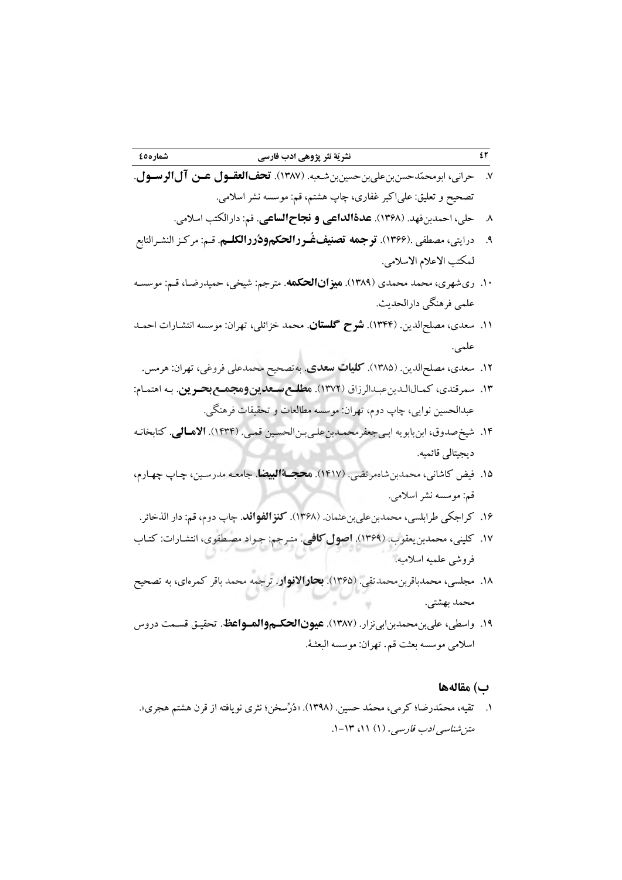۷. حرانی، ابومحمّدحسن‌بن‌علی‌بن‌حسین‌بن‌شعبه. (۱۳۸۷). **تحف‌العقول عن آل‌الرسول**. تصحیح و تعلیق: علی‌اکبر غفاری، چاپ هشتم، قم: موسسه نشر اسلامی.

۸. حلی، احمدبن‌فهد. (۱۳۶۸). **عدةالداعی و نجاح‌الساعی**. قم: دارالکتب اسلامی.

۹. درایتی، مصطفی .(۱۳۶۶). **ترجمه تصنیف‌غُررالحکم‌ودُررالکلم**. قم: مرکز النشرالتابع لمکتب الاعلام الاسلامی.

۱۰. ری‌شهری، محمد محمدی (۱۳۸۹). **میزان‌الحکمه**. مترجم: شیخی، حمیدرضا، قم: موسسه علمی فرهنگی دارالحدیث.

۱۱. سعدی، مصلح‌الدین. (۱۳۴۴). **شرح گلستان**. محمد خزائلی، تهران: موسسه انتشارات احمد علمی.

۱۲. سعدی، مصلح‌الدین. (۱۳۸۵). **کلیات سعدی**. به‌تصحیح محمدعلی فروغی، تهران: هرمس.

۱۳. سمرقندی، کمال‌الدین‌عبدالرزاق (۱۳۷۲). **مطلع‌سعدین‌ومجمع‌بحرین**. به اهتمام: عبدالحسین نوایی، چاپ دوم، تهران: موسسه مطالعات و تحقیقات فرهنگی.

۱۴. شیخ‌صدوق، ابن‌بابویه ابی‌جعفرمحمدبن‌علی‌بن‌الحسین قمی. (۱۴۳۴). **الامالی**. کتابخانه دیجیتالی قائمیه.

۱۵. فیض کاشانی، محمدبن‌شاه‌مرتضی. (۱۴۱۷). **محجةالبیضا**. جامعه مدرسین، چاپ چهارم، قم: موسسه نشر اسلامی.

۱۶. کراجکی طرابلسی، محمدبن‌علی‌بن‌عثمان. (۱۳۶۸). **کنزالفوائد**. چاپ دوم، قم: دار الذخائر.

۱۷. کلینی، محمدبن‌یعقوب. (۱۳۶۹). **اصول کافی**. مترجم: جواد مصطفوی، انتشارات: کتاب فروشی علمیه اسلامیه.

۱۸. مجلسی، محمدباقربن‌محمدتقی. (۱۳۶۵). **بحارالانوار**. ترجمه محمد باقر کمره‌ای، به تصحیح محمد بهشتی.

۱۹. واسطی، علی‌بن‌محمدبن‌ابی‌نزار. (۱۳۸۷). **عیون‌الحکم‌والمواعظ**. تحقیق قسمت دروس اسلامی موسسه بعثت قم. تهران: موسسه البعثة.

## ب) مقاله‌ها

۱. تقیه، محمّدرضا؛ کرمی، محمّد حسین. (۱۳۹۸). «دُرِّسخن؛ نثری نویافته از قرن هشتم هجری». *متن‌شناسی ادب فارسی*. (۱) ۱۱، ۱۳-۱.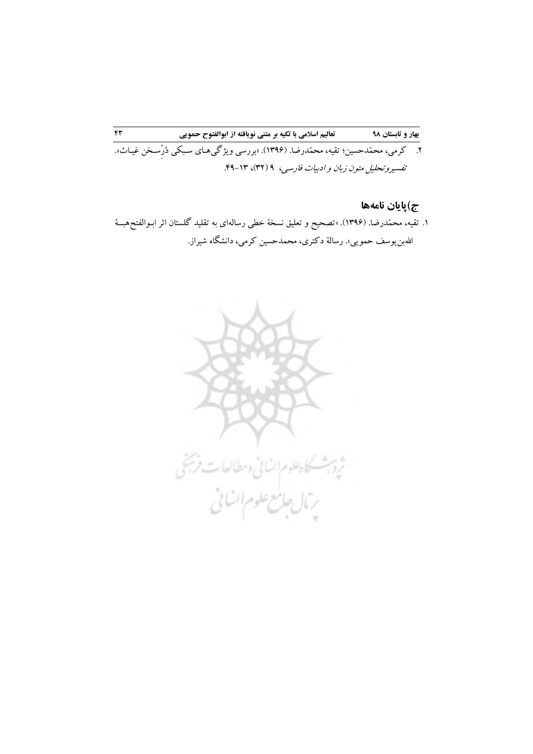۲. کرمی، محمّدحسین؛ تقیه، محمّدرضا. (۱۳۹۶). «بررسی ویژگی‌های سبکی دُرِّسخن غیاث». *تفسیروتحلیل متون زبان و ادبیات فارسی*، ۹ (۳۲)، ۱۳-۴۹.

## ج) پایان نامه‌ها

۱. تقیه، محمّدرضا. (۱۳۹۶). «تصحیح و تعلیق نسخهٔ خطی رساله‌ای به تقلید گلستان اثر ابوالفتح‌هبهٔ الله‌بن‌یوسف حمویی». رسالهٔ دکتری، محمدحسین کرمی، دانشگاه شیراز.